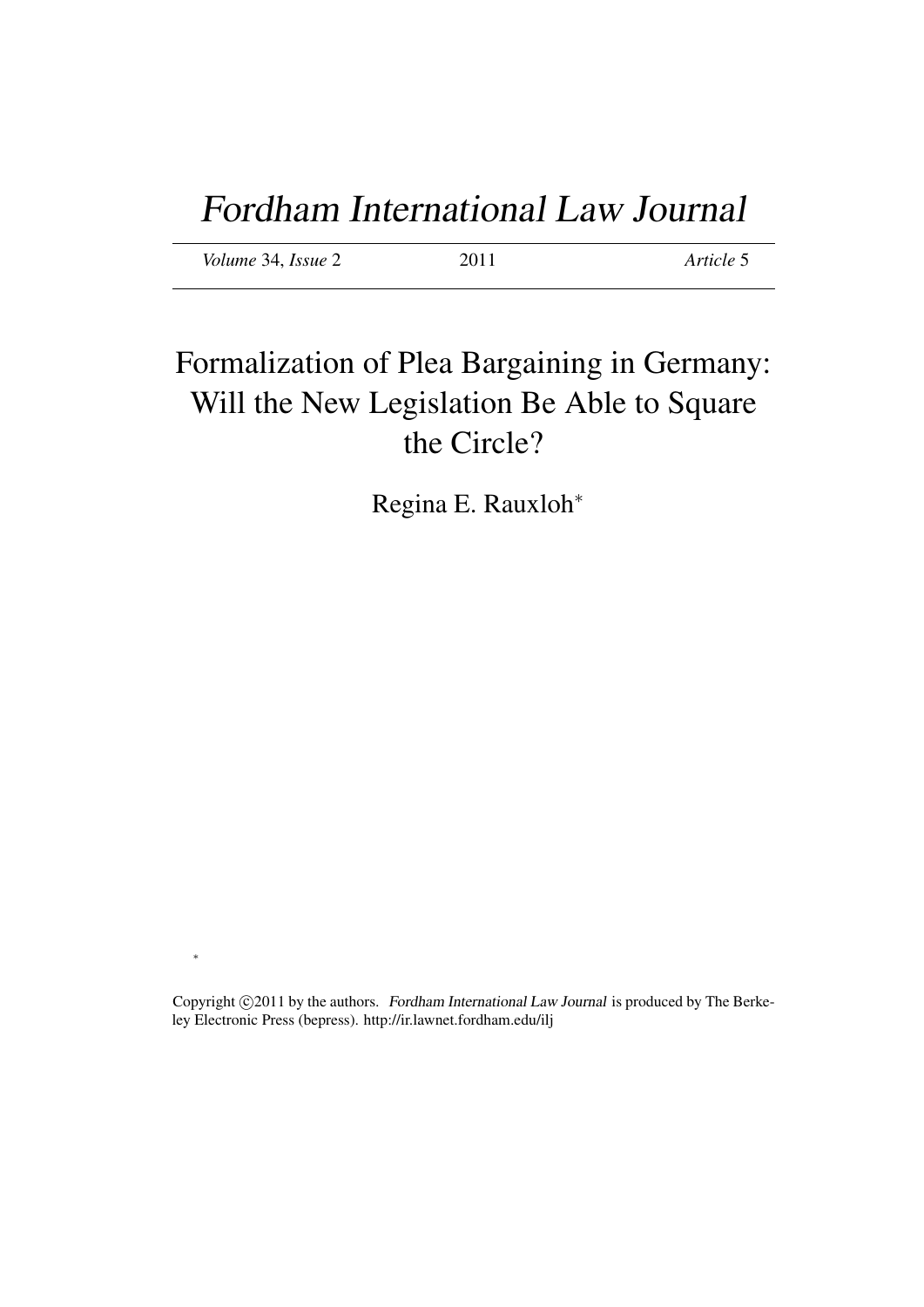# *Fordham International Law Journal*

*Volume* 34, *Issue* 2 2011 *Article* 5

## Formalization of Plea Bargaining in Germany: Will the New Legislation Be Able to Square the Circle?

Regina E. Rauxloh*

*

Copyright ©2011 by the authors. *Fordham International Law Journal* is produced by The Berkeley Electronic Press (bepress). http://ir.lawnet.fordham.edu/ilj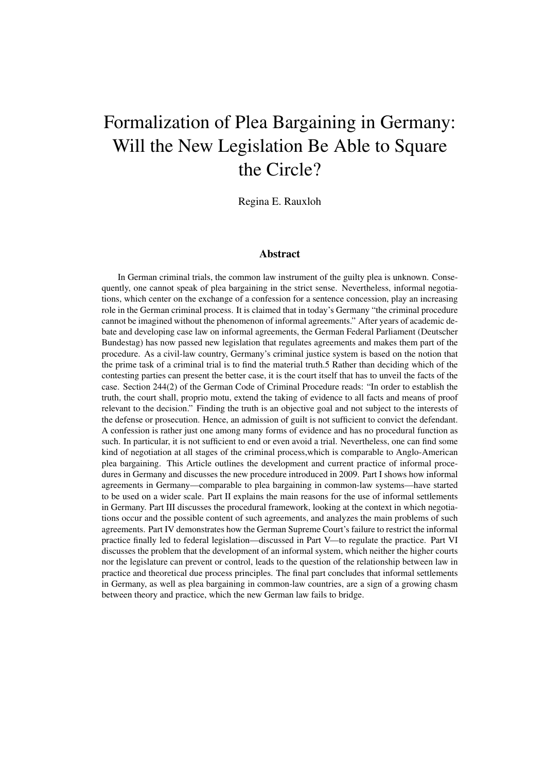# Formalization of Plea Bargaining in Germany: Will the New Legislation Be Able to Square the Circle?

Regina E. Rauxloh

## Abstract

In German criminal trials, the common law instrument of the guilty plea is unknown. Consequently, one cannot speak of plea bargaining in the strict sense. Nevertheless, informal negotiations, which center on the exchange of a confession for a sentence concession, play an increasing role in the German criminal process. It is claimed that in today's Germany "the criminal procedure cannot be imagined without the phenomenon of informal agreements." After years of academic debate and developing case law on informal agreements, the German Federal Parliament (Deutscher Bundestag) has now passed new legislation that regulates agreements and makes them part of the procedure. As a civil-law country, Germany's criminal justice system is based on the notion that the prime task of a criminal trial is to find the material truth.5 Rather than deciding which of the contesting parties can present the better case, it is the court itself that has to unveil the facts of the case. Section 244(2) of the German Code of Criminal Procedure reads: "In order to establish the truth, the court shall, proprio motu, extend the taking of evidence to all facts and means of proof relevant to the decision." Finding the truth is an objective goal and not subject to the interests of the defense or prosecution. Hence, an admission of guilt is not sufficient to convict the defendant. A confession is rather just one among many forms of evidence and has no procedural function as such. In particular, it is not sufficient to end or even avoid a trial. Nevertheless, one can find some kind of negotiation at all stages of the criminal process,which is comparable to Anglo-American plea bargaining. This Article outlines the development and current practice of informal procedures in Germany and discusses the new procedure introduced in 2009. Part I shows how informal agreements in Germany—comparable to plea bargaining in common-law systems—have started to be used on a wider scale. Part II explains the main reasons for the use of informal settlements in Germany. Part III discusses the procedural framework, looking at the context in which negotiations occur and the possible content of such agreements, and analyzes the main problems of such agreements. Part IV demonstrates how the German Supreme Court's failure to restrict the informal practice finally led to federal legislation—discussed in Part V—to regulate the practice. Part VI discusses the problem that the development of an informal system, which neither the higher courts nor the legislature can prevent or control, leads to the question of the relationship between law in practice and theoretical due process principles. The final part concludes that informal settlements in Germany, as well as plea bargaining in common-law countries, are a sign of a growing chasm between theory and practice, which the new German law fails to bridge.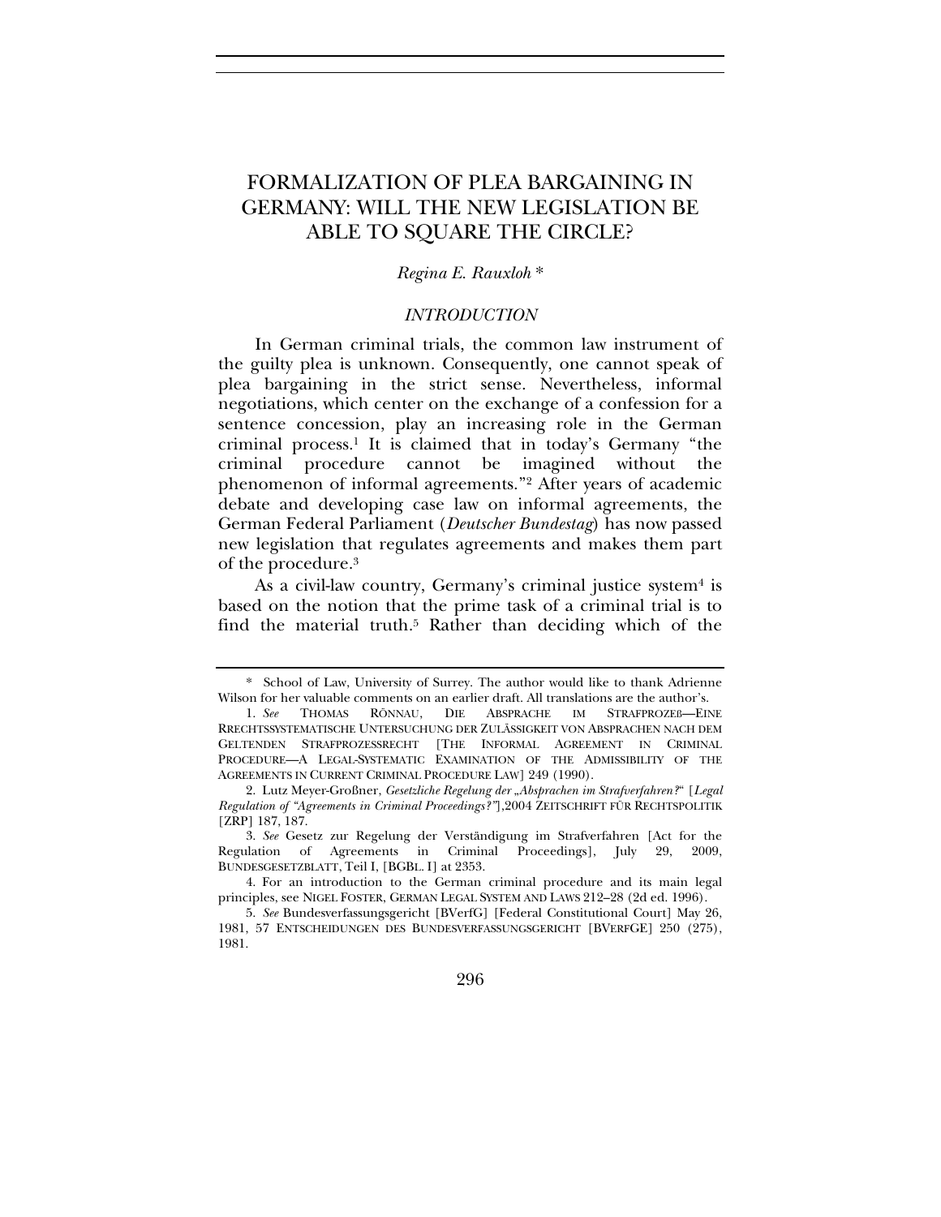# FORMALIZATION OF PLEA BARGAINING IN GERMANY: WILL THE NEW LEGISLATION BE ABLE TO SQUARE THE CIRCLE?

*Regina E. Rauxloh* *

## *INTRODUCTION*

In German criminal trials, the common law instrument of the guilty plea is unknown. Consequently, one cannot speak of plea bargaining in the strict sense. Nevertheless, informal negotiations, which center on the exchange of a confession for a sentence concession, play an increasing role in the German criminal process.[1] It is claimed that in today's Germany "the criminal procedure cannot be imagined without the phenomenon of informal agreements."[2] After years of academic debate and developing case law on informal agreements, the German Federal Parliament (*Deutscher Bundestag*) has now passed new legislation that regulates agreements and makes them part of the procedure.[3]

As a civil-law country, Germany's criminal justice system[4] is based on the notion that the prime task of a criminal trial is to find the material truth.[5] Rather than deciding which of the

---

\* School of Law, University of Surrey. The author would like to thank Adrienne Wilson for her valuable comments on an earlier draft. All translations are the author's.

1. *See* THOMAS RÖNNAU, DIE ABSPRACHE IM STRAFPROZEß—EINE RRECHTSSYSTEMATISCHE UNTERSUCHUNG DER ZULÄSSIGKEIT VON ABSPRACHEN NACH DEM GELTENDEN STRAFPROZESSRECHT [THE INFORMAL AGREEMENT IN CRIMINAL PROCEDURE—A LEGAL-SYSTEMATIC EXAMINATION OF THE ADMISSIBILITY OF THE AGREEMENTS IN CURRENT CRIMINAL PROCEDURE LAW] 249 (1990).

2. Lutz Meyer-Großner, *Gesetzliche Regelung der „Absprachen im Strafverfahren?"* [*Legal Regulation of "Agreements in Criminal Proceedings?"*],2004 ZEITSCHRIFT FÜR RECHTSPOLITIK [ZRP] 187, 187.

3. *See* Gesetz zur Regelung der Verständigung im Strafverfahren [Act for the Regulation of Agreements in Criminal Proceedings], July 29, 2009, BUNDESGESETZBLATT, Teil I, [BGBL. I] at 2353.

4. For an introduction to the German criminal procedure and its main legal principles, see NIGEL FOSTER, GERMAN LEGAL SYSTEM AND LAWS 212–28 (2d ed. 1996).

5. *See* Bundesverfassungsgericht [BVerfG] [Federal Constitutional Court] May 26, 1981, 57 ENTSCHEIDUNGEN DES BUNDESVERFASSUNGSGERICHT [BVERFGE] 250 (275), 1981.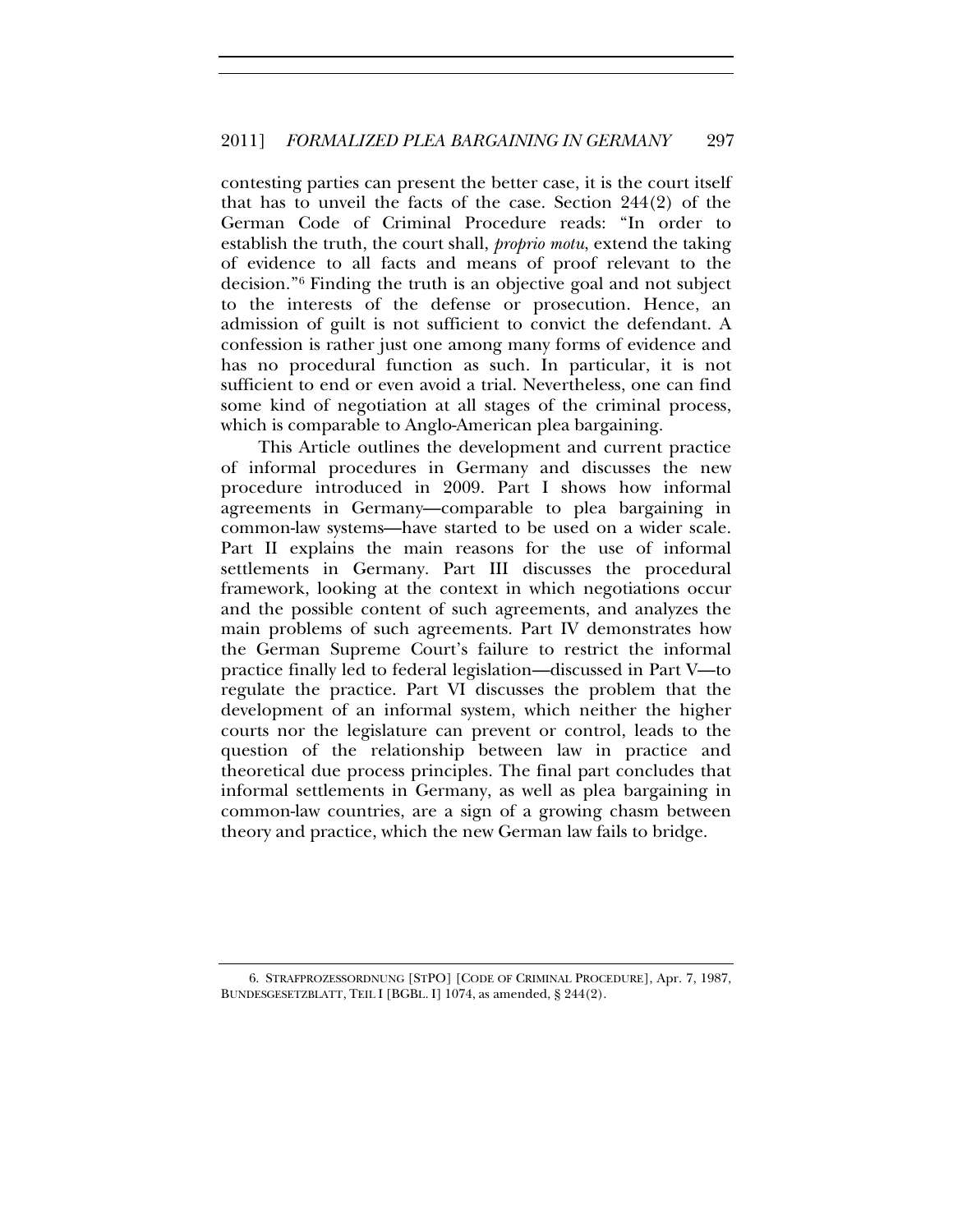contesting parties can present the better case, it is the court itself that has to unveil the facts of the case. Section 244(2) of the German Code of Criminal Procedure reads: "In order to establish the truth, the court shall, *proprio motu*, extend the taking of evidence to all facts and means of proof relevant to the decision."[6] Finding the truth is an objective goal and not subject to the interests of the defense or prosecution. Hence, an admission of guilt is not sufficient to convict the defendant. A confession is rather just one among many forms of evidence and has no procedural function as such. In particular, it is not sufficient to end or even avoid a trial. Nevertheless, one can find some kind of negotiation at all stages of the criminal process, which is comparable to Anglo-American plea bargaining.

This Article outlines the development and current practice of informal procedures in Germany and discusses the new procedure introduced in 2009. Part I shows how informal agreements in Germany—comparable to plea bargaining in common-law systems—have started to be used on a wider scale. Part II explains the main reasons for the use of informal settlements in Germany. Part III discusses the procedural framework, looking at the context in which negotiations occur and the possible content of such agreements, and analyzes the main problems of such agreements. Part IV demonstrates how the German Supreme Court's failure to restrict the informal practice finally led to federal legislation—discussed in Part V—to regulate the practice. Part VI discusses the problem that the development of an informal system, which neither the higher courts nor the legislature can prevent or control, leads to the question of the relationship between law in practice and theoretical due process principles. The final part concludes that informal settlements in Germany, as well as plea bargaining in common-law countries, are a sign of a growing chasm between theory and practice, which the new German law fails to bridge.

---

6. STRAFPROZESSORDNUNG [STPO] [CODE OF CRIMINAL PROCEDURE], Apr. 7, 1987, BUNDESGESETZBLATT, TEIL I [BGBL. I] 1074, as amended, § 244(2).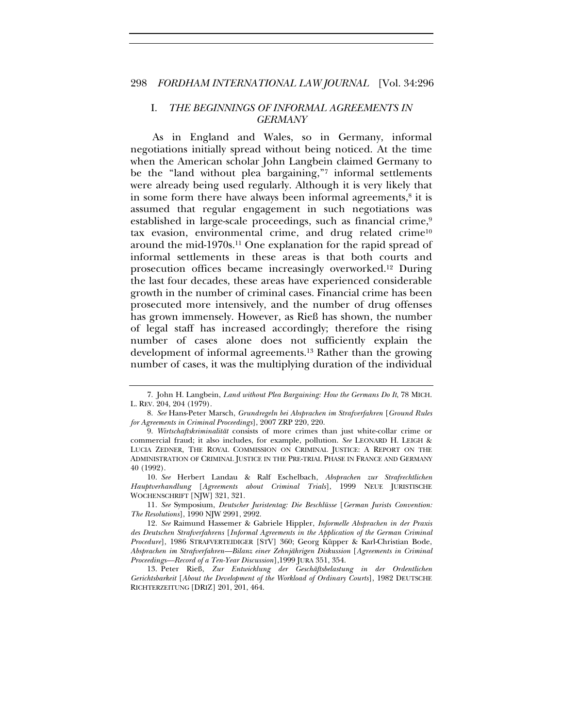## I. *THE BEGINNINGS OF INFORMAL AGREEMENTS IN GERMANY*

As in England and Wales, so in Germany, informal negotiations initially spread without being noticed. At the time when the American scholar John Langbein claimed Germany to be the "land without plea bargaining,"[7] informal settlements were already being used regularly. Although it is very likely that in some form there have always been informal agreements,[8] it is assumed that regular engagement in such negotiations was established in large-scale proceedings, such as financial crime,[9] tax evasion, environmental crime, and drug related crime[10] around the mid-1970s.[11] One explanation for the rapid spread of informal settlements in these areas is that both courts and prosecution offices became increasingly overworked.[12] During the last four decades, these areas have experienced considerable growth in the number of criminal cases. Financial crime has been prosecuted more intensively, and the number of drug offenses has grown immensely. However, as Rieß has shown, the number of legal staff has increased accordingly; therefore the rising number of cases alone does not sufficiently explain the development of informal agreements.[13] Rather than the growing number of cases, it was the multiplying duration of the individual

---

7. John H. Langbein, *Land without Plea Bargaining: How the Germans Do It*, 78 MICH. L. REV. 204, 204 (1979).

8. *See* Hans-Peter Marsch, *Grundregeln bei Absprachen im Strafverfahren* [*Ground Rules for Agreements in Criminal Proceedings*], 2007 ZRP 220, 220.

9. *Wirtschaftskriminalität* consists of more crimes than just white-collar crime or commercial fraud; it also includes, for example, pollution. *See* LEONARD H. LEIGH & LUCIA ZEDNER, THE ROYAL COMMISSION ON CRIMINAL JUSTICE: A REPORT ON THE ADMINISTRATION OF CRIMINAL JUSTICE IN THE PRE-TRIAL PHASE IN FRANCE AND GERMANY 40 (1992).

10. *See* Herbert Landau & Ralf Eschelbach, *Absprachen zur Strafrechtlichen Hauptverhandlung* [*Agreements about Criminal Trials*], 1999 NEUE JURISTISCHE WOCHENSCHRIFT [NJW] 321, 321.

11. *See* Symposium, *Deutscher Juristentag: Die Beschlüsse* [*German Jurists Convention: The Resolutions*], 1990 NJW 2991, 2992.

12. *See* Raimund Hassemer & Gabriele Hippler, *Informelle Absprachen in der Praxis des Deutschen Strafverfahrens* [*Informal Agreements in the Application of the German Criminal Procedure*], 1986 STRAFVERTEIDIGER [STV] 360; Georg Küpper & Karl-Christian Bode, *Absprachen im Strafverfahren—Bilanz einer Zehnjährigen Diskussion* [*Agreements in Criminal Proceedings—Record of a Ten-Year Discussion*],1999 JURA 351, 354.

13. Peter Rieß, *Zur Entwicklung der Geschäftsbelastung in der Ordentlichen Gerichtsbarkeit* [*About the Development of the Workload of Ordinary Courts*], 1982 DEUTSCHE RICHTERZEITUNG [DRIZ] 201, 201, 464.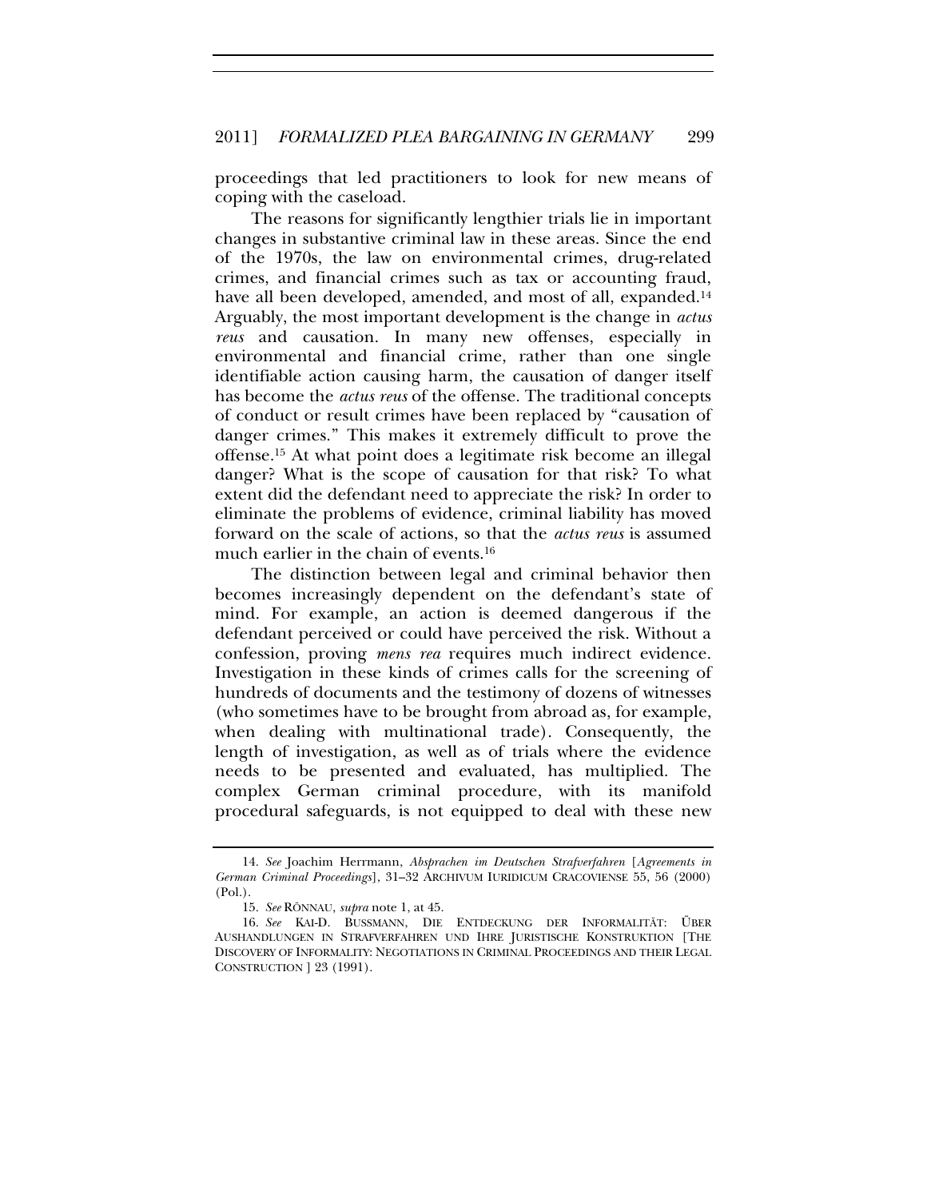proceedings that led practitioners to look for new means of coping with the caseload.

The reasons for significantly lengthier trials lie in important changes in substantive criminal law in these areas. Since the end of the 1970s, the law on environmental crimes, drug-related crimes, and financial crimes such as tax or accounting fraud, have all been developed, amended, and most of all, expanded.[14] Arguably, the most important development is the change in *actus reus* and causation. In many new offenses, especially in environmental and financial crime, rather than one single identifiable action causing harm, the causation of danger itself has become the *actus reus* of the offense. The traditional concepts of conduct or result crimes have been replaced by "causation of danger crimes." This makes it extremely difficult to prove the offense.[15] At what point does a legitimate risk become an illegal danger? What is the scope of causation for that risk? To what extent did the defendant need to appreciate the risk? In order to eliminate the problems of evidence, criminal liability has moved forward on the scale of actions, so that the *actus reus* is assumed much earlier in the chain of events.[16]

The distinction between legal and criminal behavior then becomes increasingly dependent on the defendant's state of mind. For example, an action is deemed dangerous if the defendant perceived or could have perceived the risk. Without a confession, proving *mens rea* requires much indirect evidence. Investigation in these kinds of crimes calls for the screening of hundreds of documents and the testimony of dozens of witnesses (who sometimes have to be brought from abroad as, for example, when dealing with multinational trade). Consequently, the length of investigation, as well as of trials where the evidence needs to be presented and evaluated, has multiplied. The complex German criminal procedure, with its manifold procedural safeguards, is not equipped to deal with these new

14. *See* Joachim Herrmann, *Absprachen im Deutschen Strafverfahren* [*Agreements in German Criminal Proceedings*], 31–32 ARCHIVUM IURIDICUM CRACOVIENSE 55, 56 (2000) (Pol.).

15. *See* RÖNNAU, *supra* note 1, at 45.

16. *See* KAI-D. BUSSMANN, DIE ENTDECKUNG DER INFORMALITÄT: ÜBER AUSHANDLUNGEN IN STRAFVERFAHREN UND IHRE JURISTISCHE KONSTRUKTION [THE DISCOVERY OF INFORMALITY: NEGOTIATIONS IN CRIMINAL PROCEEDINGS AND THEIR LEGAL CONSTRUCTION ] 23 (1991).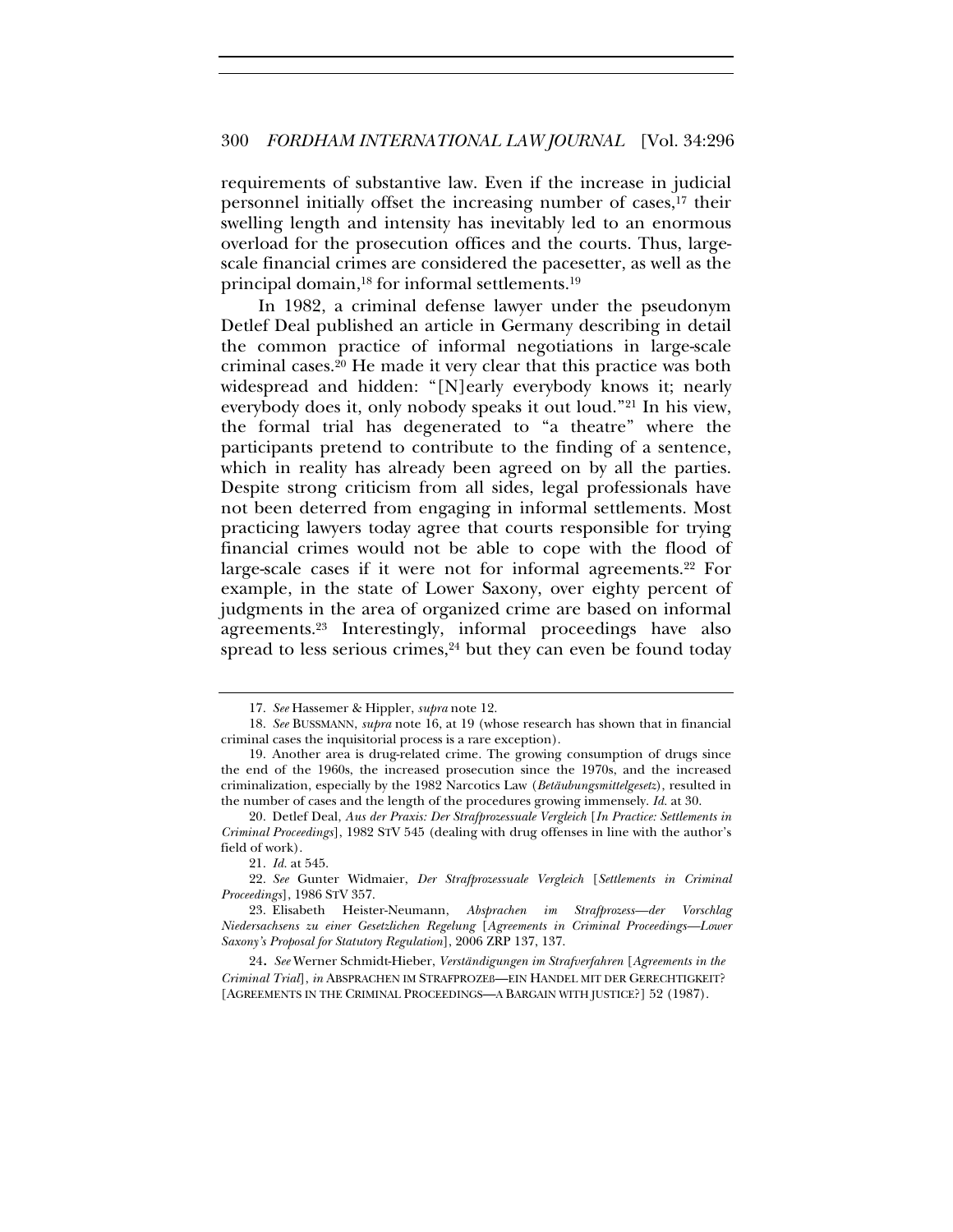requirements of substantive law. Even if the increase in judicial personnel initially offset the increasing number of cases,[17] their swelling length and intensity has inevitably led to an enormous overload for the prosecution offices and the courts. Thus, large-scale financial crimes are considered the pacesetter, as well as the principal domain,[18] for informal settlements.[19]

In 1982, a criminal defense lawyer under the pseudonym Detlef Deal published an article in Germany describing in detail the common practice of informal negotiations in large-scale criminal cases.[20] He made it very clear that this practice was both widespread and hidden: "[N]early everybody knows it; nearly everybody does it, only nobody speaks it out loud."[21] In his view, the formal trial has degenerated to "a theatre" where the participants pretend to contribute to the finding of a sentence, which in reality has already been agreed on by all the parties. Despite strong criticism from all sides, legal professionals have not been deterred from engaging in informal settlements. Most practicing lawyers today agree that courts responsible for trying financial crimes would not be able to cope with the flood of large-scale cases if it were not for informal agreements.[22] For example, in the state of Lower Saxony, over eighty percent of judgments in the area of organized crime are based on informal agreements.[23] Interestingly, informal proceedings have also spread to less serious crimes,[24] but they can even be found today

---

17. *See* Hassemer & Hippler, *supra* note 12.

18. *See* BUSSMANN, *supra* note 16, at 19 (whose research has shown that in financial criminal cases the inquisitorial process is a rare exception).

19. Another area is drug-related crime. The growing consumption of drugs since the end of the 1960s, the increased prosecution since the 1970s, and the increased criminalization, especially by the 1982 Narcotics Law (*Betäubungsmittelgesetz*), resulted in the number of cases and the length of the procedures growing immensely. *Id.* at 30.

20. Detlef Deal, *Aus der Praxis: Der Strafprozessuale Vergleich* [*In Practice: Settlements in Criminal Proceedings*], 1982 STV 545 (dealing with drug offenses in line with the author's field of work).

21. *Id.* at 545.

22. *See* Gunter Widmaier, *Der Strafprozessuale Vergleich* [*Settlements in Criminal Proceedings*], 1986 STV 357.

23. Elisabeth Heister-Neumann, *Absprachen im Strafprozess—der Vorschlag Niedersachsens zu einer Gesetzlichen Regelung* [*Agreements in Criminal Proceedings—Lower Saxony's Proposal for Statutory Regulation*], 2006 ZRP 137, 137.

24. *See* Werner Schmidt-Hieber, *Verständigungen im Strafverfahren* [*Agreements in the Criminal Trial*], *in* ABSPRACHEN IM STRAFPROZEß—EIN HANDEL MIT DER GERECHTIGKEIT? [AGREEMENTS IN THE CRIMINAL PROCEEDINGS—A BARGAIN WITH JUSTICE?] 52 (1987).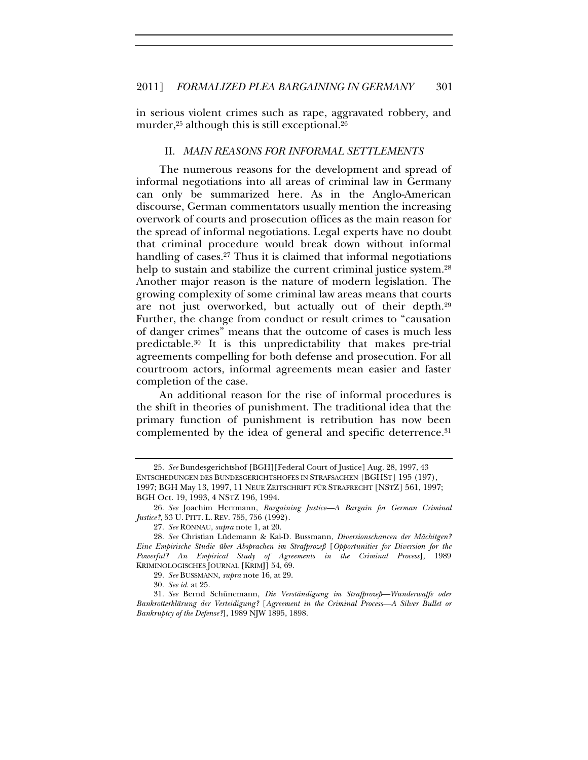in serious violent crimes such as rape, aggravated robbery, and murder,[25] although this is still exceptional.[26]

## II. *MAIN REASONS FOR INFORMAL SETTLEMENTS*

The numerous reasons for the development and spread of informal negotiations into all areas of criminal law in Germany can only be summarized here. As in the Anglo-American discourse, German commentators usually mention the increasing overwork of courts and prosecution offices as the main reason for the spread of informal negotiations. Legal experts have no doubt that criminal procedure would break down without informal handling of cases.[27] Thus it is claimed that informal negotiations help to sustain and stabilize the current criminal justice system.[28] Another major reason is the nature of modern legislation. The growing complexity of some criminal law areas means that courts are not just overworked, but actually out of their depth.[29] Further, the change from conduct or result crimes to "causation of danger crimes" means that the outcome of cases is much less predictable.[30] It is this unpredictability that makes pre-trial agreements compelling for both defense and prosecution. For all courtroom actors, informal agreements mean easier and faster completion of the case.

An additional reason for the rise of informal procedures is the shift in theories of punishment. The traditional idea that the primary function of punishment is retribution has now been complemented by the idea of general and specific deterrence.[31]

---

25. *See* Bundesgerichtshof [BGH][Federal Court of Justice] Aug. 28, 1997, 43 ENTSCHEDUNGEN DES BUNDESGERICHTSHOFES IN STRAFSACHEN [BGHST] 195 (197), 1997; BGH May 13, 1997, 11 NEUE ZEITSCHRIFT FÜR STRAFRECHT [NSTZ] 561, 1997; BGH Oct. 19, 1993, 4 NSTZ 196, 1994.

26. *See* Joachim Herrmann, *Bargaining Justice—A Bargain for German Criminal Justice?*, 53 U. PITT. L. REV. 755, 756 (1992).

27. *See* RÖNNAU, *supra* note 1, at 20.

28. *See* Christian Lüdemann & Kai-D. Bussmann, *Diversionschancen der Mächitgen? Eine Empirische Studie über Absprachen im Strafprozeß* [*Opportunities for Diversion for the Powerful? An Empirical Study of Agreements in the Criminal Process*], 1989 KRIMINOLOGISCHES JOURNAL [KRIMJ] 54, 69.

29. *See* BUSSMANN, *supra* note 16, at 29.

30. *See id.* at 25.

31. *See* Bernd Schünemann, *Die Verständigung im Strafprozeß—Wunderwaffe oder Bankrotterklärung der Verteidigung?* [*Agreement in the Criminal Process—A Silver Bullet or Bankruptcy of the Defense?*], 1989 NJW 1895, 1898.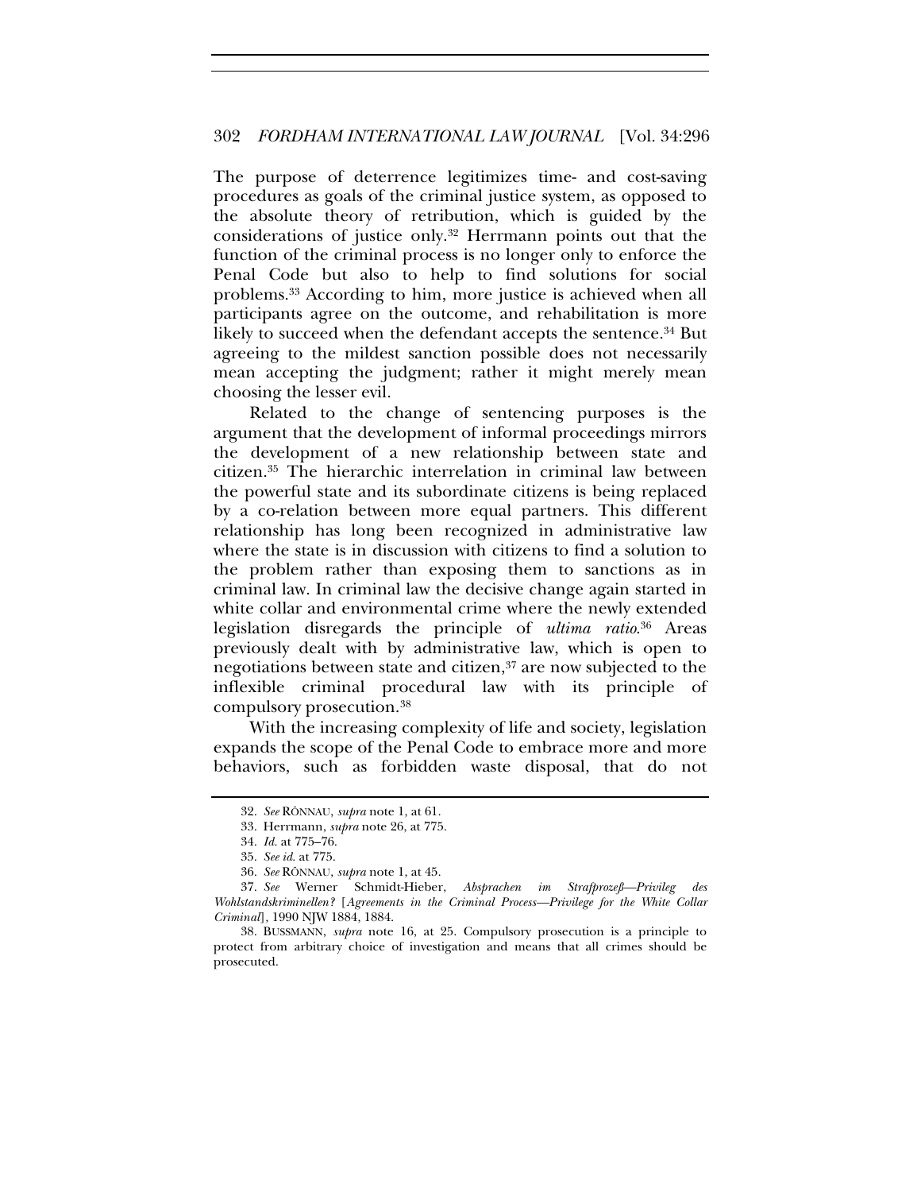The purpose of deterrence legitimizes time- and cost-saving procedures as goals of the criminal justice system, as opposed to the absolute theory of retribution, which is guided by the considerations of justice only.[32] Herrmann points out that the function of the criminal process is no longer only to enforce the Penal Code but also to help to find solutions for social problems.[33] According to him, more justice is achieved when all participants agree on the outcome, and rehabilitation is more likely to succeed when the defendant accepts the sentence.[34] But agreeing to the mildest sanction possible does not necessarily mean accepting the judgment; rather it might merely mean choosing the lesser evil.

Related to the change of sentencing purposes is the argument that the development of informal proceedings mirrors the development of a new relationship between state and citizen.[35] The hierarchic interrelation in criminal law between the powerful state and its subordinate citizens is being replaced by a co-relation between more equal partners. This different relationship has long been recognized in administrative law where the state is in discussion with citizens to find a solution to the problem rather than exposing them to sanctions as in criminal law. In criminal law the decisive change again started in white collar and environmental crime where the newly extended legislation disregards the principle of *ultima ratio*.[36] Areas previously dealt with by administrative law, which is open to negotiations between state and citizen,[37] are now subjected to the inflexible criminal procedural law with its principle of compulsory prosecution.[38]

With the increasing complexity of life and society, legislation expands the scope of the Penal Code to embrace more and more behaviors, such as forbidden waste disposal, that do not

---

32. *See* RÖNNAU, *supra* note 1, at 61.

33. Herrmann, *supra* note 26, at 775.

34. *Id.* at 775–76.

35. *See id.* at 775.

36. *See* RÖNNAU, *supra* note 1, at 45.

37. *See* Werner Schmidt-Hieber, *Absprachen im Strafprozeß—Privileg des Wohlstandskriminellen?* [*Agreements in the Criminal Process—Privilege for the White Collar Criminal*], 1990 NJW 1884, 1884.

38. BUSSMANN, *supra* note 16, at 25. Compulsory prosecution is a principle to protect from arbitrary choice of investigation and means that all crimes should be prosecuted.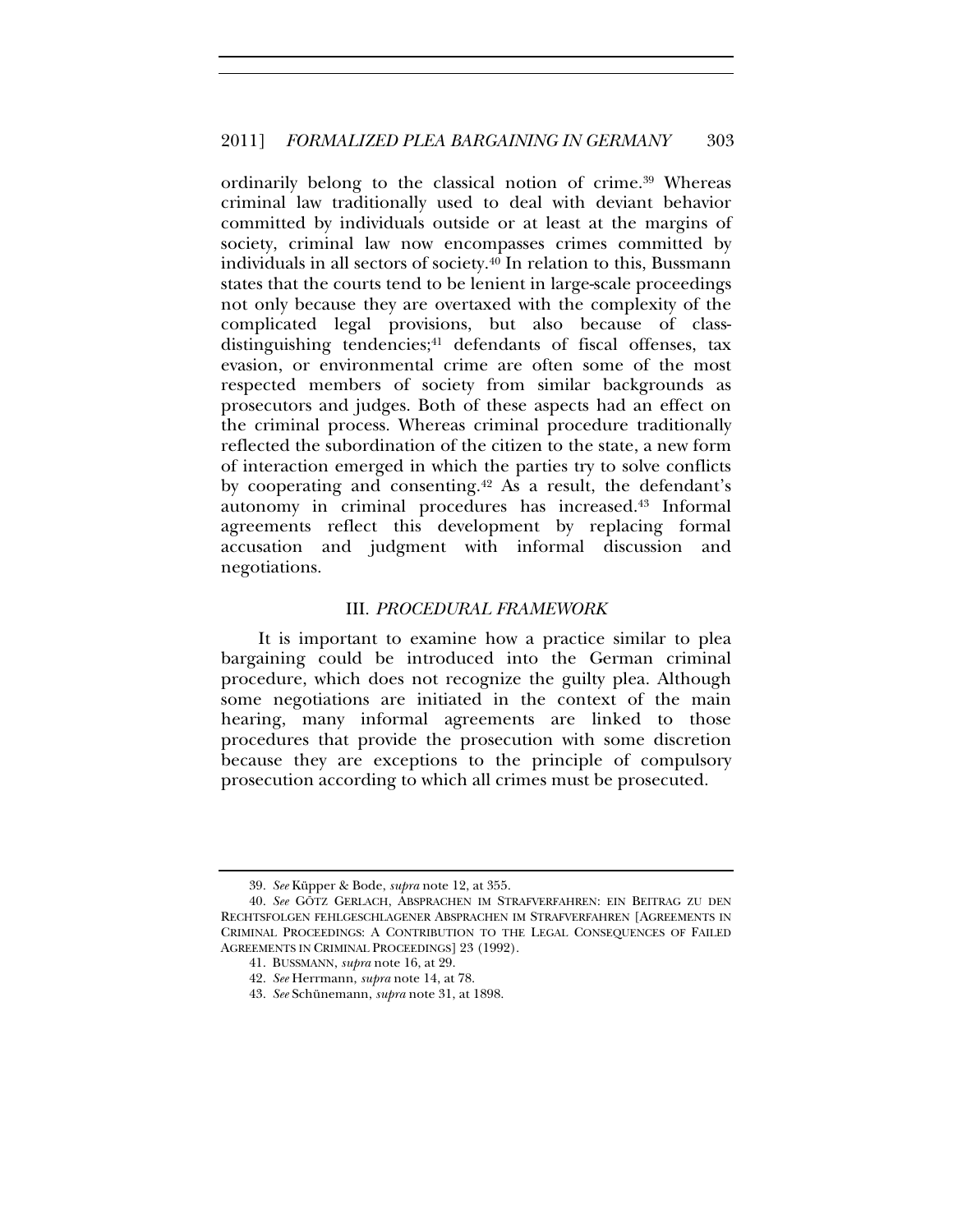ordinarily belong to the classical notion of crime.[39] Whereas criminal law traditionally used to deal with deviant behavior committed by individuals outside or at least at the margins of society, criminal law now encompasses crimes committed by individuals in all sectors of society.[40] In relation to this, Bussmann states that the courts tend to be lenient in large-scale proceedings not only because they are overtaxed with the complexity of the complicated legal provisions, but also because of class-distinguishing tendencies;[41] defendants of fiscal offenses, tax evasion, or environmental crime are often some of the most respected members of society from similar backgrounds as prosecutors and judges. Both of these aspects had an effect on the criminal process. Whereas criminal procedure traditionally reflected the subordination of the citizen to the state, a new form of interaction emerged in which the parties try to solve conflicts by cooperating and consenting.[42] As a result, the defendant's autonomy in criminal procedures has increased.[43] Informal agreements reflect this development by replacing formal accusation and judgment with informal discussion and negotiations.

## III. *PROCEDURAL FRAMEWORK*

It is important to examine how a practice similar to plea bargaining could be introduced into the German criminal procedure, which does not recognize the guilty plea. Although some negotiations are initiated in the context of the main hearing, many informal agreements are linked to those procedures that provide the prosecution with some discretion because they are exceptions to the principle of compulsory prosecution according to which all crimes must be prosecuted.

---

39. *See* Küpper & Bode, *supra* note 12, at 355.

40. *See* GÖTZ GERLACH, ABSPRACHEN IM STRAFVERFAHREN: EIN BEITRAG ZU DEN RECHTSFOLGEN FEHLGESCHLAGENER ABSPRACHEN IM STRAFVERFAHREN [AGREEMENTS IN CRIMINAL PROCEEDINGS: A CONTRIBUTION TO THE LEGAL CONSEQUENCES OF FAILED AGREEMENTS IN CRIMINAL PROCEEDINGS] 23 (1992).

41. BUSSMANN, *supra* note 16, at 29.

42. *See* Herrmann, *supra* note 14, at 78.

43. *See* Schünemann, *supra* note 31, at 1898.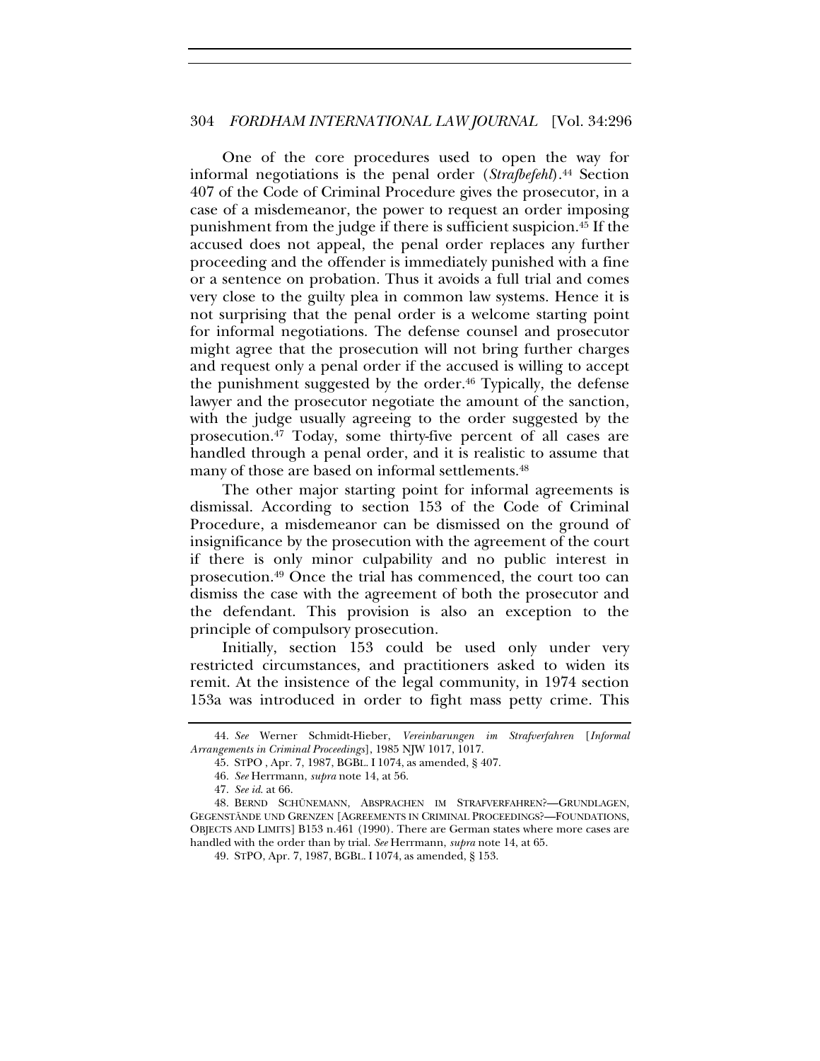One of the core procedures used to open the way for informal negotiations is the penal order (*Strafbefehl*).[44] Section 407 of the Code of Criminal Procedure gives the prosecutor, in a case of a misdemeanor, the power to request an order imposing punishment from the judge if there is sufficient suspicion.[45] If the accused does not appeal, the penal order replaces any further proceeding and the offender is immediately punished with a fine or a sentence on probation. Thus it avoids a full trial and comes very close to the guilty plea in common law systems. Hence it is not surprising that the penal order is a welcome starting point for informal negotiations. The defense counsel and prosecutor might agree that the prosecution will not bring further charges and request only a penal order if the accused is willing to accept the punishment suggested by the order.[46] Typically, the defense lawyer and the prosecutor negotiate the amount of the sanction, with the judge usually agreeing to the order suggested by the prosecution.[47] Today, some thirty-five percent of all cases are handled through a penal order, and it is realistic to assume that many of those are based on informal settlements.[48]

The other major starting point for informal agreements is dismissal. According to section 153 of the Code of Criminal Procedure, a misdemeanor can be dismissed on the ground of insignificance by the prosecution with the agreement of the court if there is only minor culpability and no public interest in prosecution.[49] Once the trial has commenced, the court too can dismiss the case with the agreement of both the prosecutor and the defendant. This provision is also an exception to the principle of compulsory prosecution.

Initially, section 153 could be used only under very restricted circumstances, and practitioners asked to widen its remit. At the insistence of the legal community, in 1974 section 153a was introduced in order to fight mass petty crime. This

---

44. *See* Werner Schmidt-Hieber, *Vereinbarungen im Strafverfahren* [*Informal Arrangements in Criminal Proceedings*], 1985 NJW 1017, 1017.

45. STPO , Apr. 7, 1987, BGBL. I 1074, as amended, § 407.

46. *See* Herrmann, *supra* note 14, at 56.

47. *See id.* at 66.

48. BERND SCHÜNEMANN, ABSPRACHEN IM STRAFVERFAHREN?—GRUNDLAGEN, GEGENSTÄNDE UND GRENZEN [AGREEMENTS IN CRIMINAL PROCEEDINGS?—FOUNDATIONS, OBJECTS AND LIMITS] B153 n.461 (1990). There are German states where more cases are handled with the order than by trial. *See* Herrmann, *supra* note 14, at 65.

49. STPO, Apr. 7, 1987, BGBL. I 1074, as amended, § 153.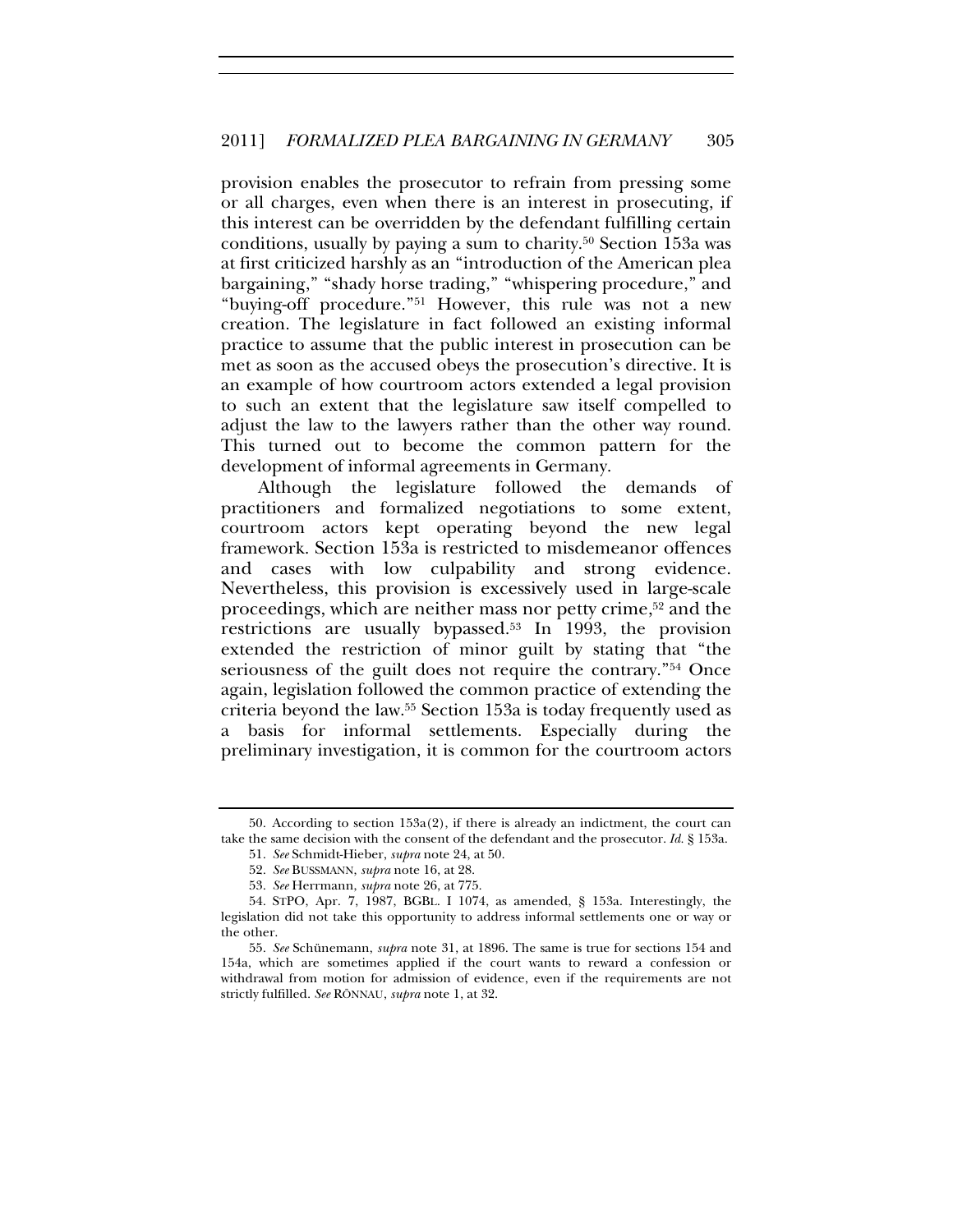provision enables the prosecutor to refrain from pressing some or all charges, even when there is an interest in prosecuting, if this interest can be overridden by the defendant fulfilling certain conditions, usually by paying a sum to charity.[50] Section 153a was at first criticized harshly as an "introduction of the American plea bargaining," "shady horse trading," "whispering procedure," and "buying-off procedure."[51] However, this rule was not a new creation. The legislature in fact followed an existing informal practice to assume that the public interest in prosecution can be met as soon as the accused obeys the prosecution's directive. It is an example of how courtroom actors extended a legal provision to such an extent that the legislature saw itself compelled to adjust the law to the lawyers rather than the other way round. This turned out to become the common pattern for the development of informal agreements in Germany.

Although the legislature followed the demands of practitioners and formalized negotiations to some extent, courtroom actors kept operating beyond the new legal framework. Section 153a is restricted to misdemeanor offences and cases with low culpability and strong evidence. Nevertheless, this provision is excessively used in large-scale proceedings, which are neither mass nor petty crime,[52] and the restrictions are usually bypassed.[53] In 1993, the provision extended the restriction of minor guilt by stating that "the seriousness of the guilt does not require the contrary."[54] Once again, legislation followed the common practice of extending the criteria beyond the law.[55] Section 153a is today frequently used as a basis for informal settlements. Especially during the preliminary investigation, it is common for the courtroom actors

---

50. According to section 153a(2), if there is already an indictment, the court can take the same decision with the consent of the defendant and the prosecutor. *Id.* § 153a.

51. *See* Schmidt-Hieber, *supra* note 24, at 50.

52. *See* BUSSMANN, *supra* note 16, at 28.

53. *See* Herrmann, *supra* note 26, at 775.

54. STPO, Apr. 7, 1987, BGBL. I 1074, as amended, § 153a. Interestingly, the legislation did not take this opportunity to address informal settlements one way or the other.

55. *See* Schünemann, *supra* note 31, at 1896. The same is true for sections 154 and 154a, which are sometimes applied if the court wants to reward a confession or withdrawal from motion for admission of evidence, even if the requirements are not strictly fulfilled. *See* RÖNNAU, *supra* note 1, at 32.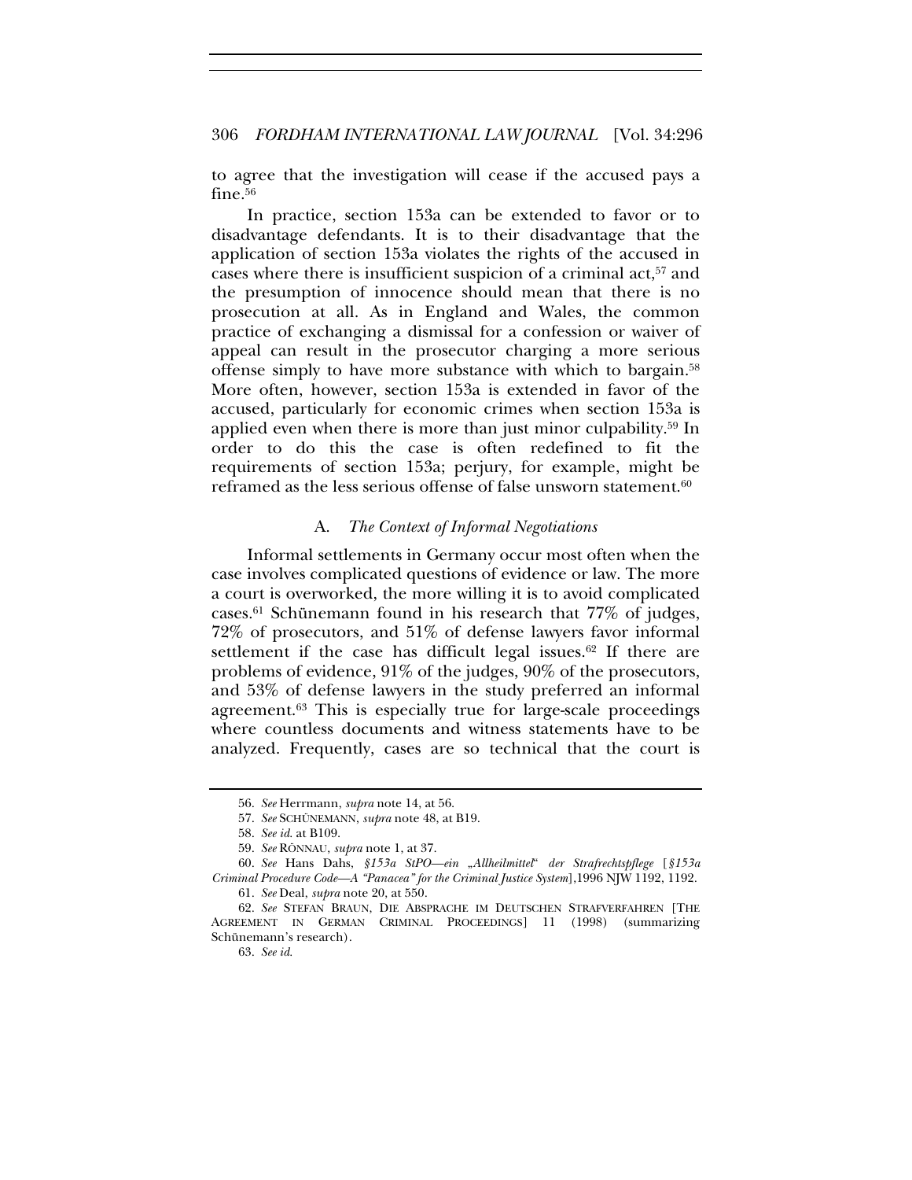to agree that the investigation will cease if the accused pays a fine.[56]

In practice, section 153a can be extended to favor or to disadvantage defendants. It is to their disadvantage that the application of section 153a violates the rights of the accused in cases where there is insufficient suspicion of a criminal act,[57] and the presumption of innocence should mean that there is no prosecution at all. As in England and Wales, the common practice of exchanging a dismissal for a confession or waiver of appeal can result in the prosecutor charging a more serious offense simply to have more substance with which to bargain.[58] More often, however, section 153a is extended in favor of the accused, particularly for economic crimes when section 153a is applied even when there is more than just minor culpability.[59] In order to do this the case is often redefined to fit the requirements of section 153a; perjury, for example, might be reframed as the less serious offense of false unsworn statement.[60]

### A. *The Context of Informal Negotiations*

Informal settlements in Germany occur most often when the case involves complicated questions of evidence or law. The more a court is overworked, the more willing it is to avoid complicated cases.[61] Schünemann found in his research that 77% of judges, 72% of prosecutors, and 51% of defense lawyers favor informal settlement if the case has difficult legal issues.[62] If there are problems of evidence, 91% of the judges, 90% of the prosecutors, and 53% of defense lawyers in the study preferred an informal agreement.[63] This is especially true for large-scale proceedings where countless documents and witness statements have to be analyzed. Frequently, cases are so technical that the court is

---

56. *See* Herrmann, *supra* note 14, at 56.

57. *See* SCHÜNEMANN, *supra* note 48, at B19.

58. *See id.* at B109.

59. *See* RÖNNAU, *supra* note 1, at 37.

60. *See* Hans Dahs, *§153a StPO—ein „Allheilmittel" der Strafrechtspflege* [*§153a Criminal Procedure Code—A "Panacea" for the Criminal Justice System*],1996 NJW 1192, 1192.

61. *See* Deal, *supra* note 20, at 550.

62. *See* STEFAN BRAUN, DIE ABSPRACHE IM DEUTSCHEN STRAFVERFAHREN [THE AGREEMENT IN GERMAN CRIMINAL PROCEEDINGS] 11 (1998) (summarizing Schünemann's research).

63. *See id.*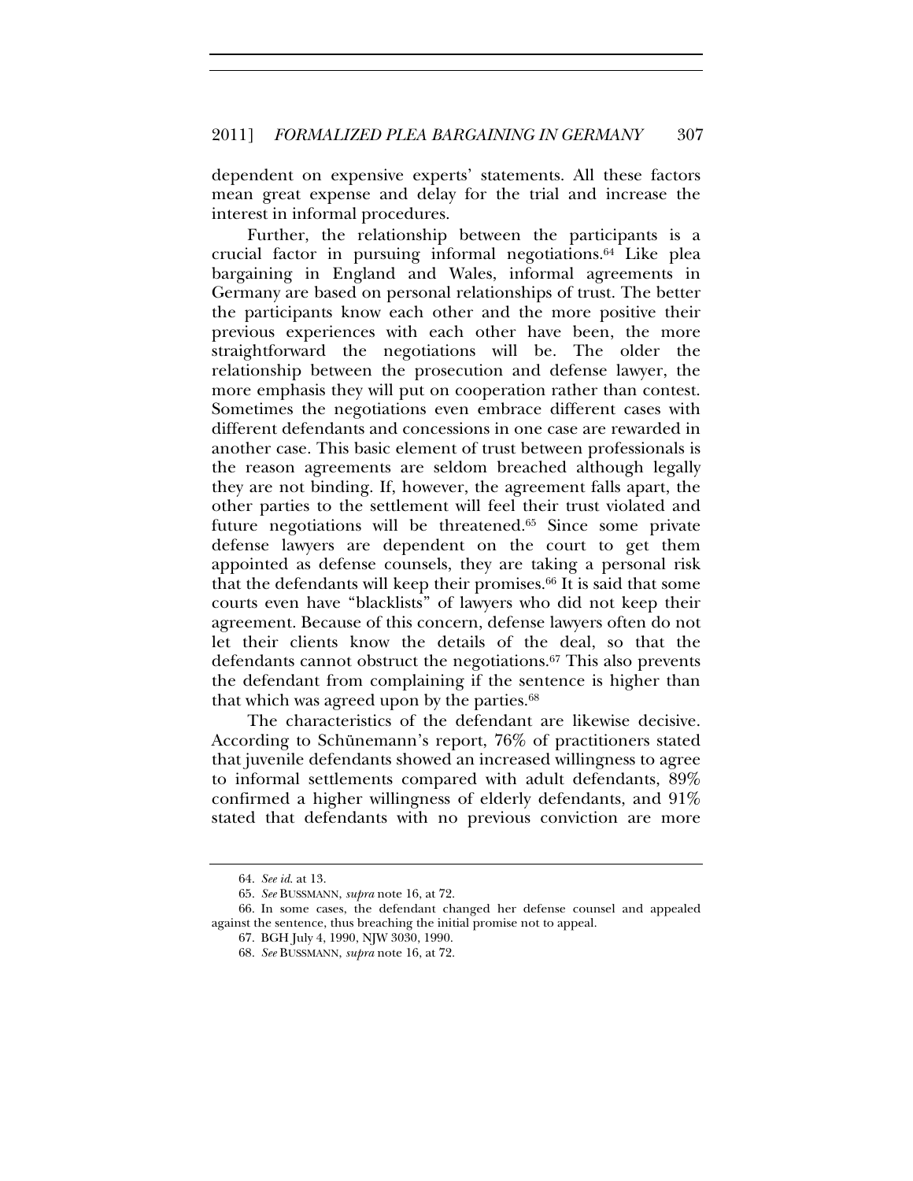dependent on expensive experts' statements. All these factors mean great expense and delay for the trial and increase the interest in informal procedures.

Further, the relationship between the participants is a crucial factor in pursuing informal negotiations.[64] Like plea bargaining in England and Wales, informal agreements in Germany are based on personal relationships of trust. The better the participants know each other and the more positive their previous experiences with each other have been, the more straightforward the negotiations will be. The older the relationship between the prosecution and defense lawyer, the more emphasis they will put on cooperation rather than contest. Sometimes the negotiations even embrace different cases with different defendants and concessions in one case are rewarded in another case. This basic element of trust between professionals is the reason agreements are seldom breached although legally they are not binding. If, however, the agreement falls apart, the other parties to the settlement will feel their trust violated and future negotiations will be threatened.[65] Since some private defense lawyers are dependent on the court to get them appointed as defense counsels, they are taking a personal risk that the defendants will keep their promises.[66] It is said that some courts even have "blacklists" of lawyers who did not keep their agreement. Because of this concern, defense lawyers often do not let their clients know the details of the deal, so that the defendants cannot obstruct the negotiations.[67] This also prevents the defendant from complaining if the sentence is higher than that which was agreed upon by the parties.[68]

The characteristics of the defendant are likewise decisive. According to Schünemann's report, 76% of practitioners stated that juvenile defendants showed an increased willingness to agree to informal settlements compared with adult defendants, 89% confirmed a higher willingness of elderly defendants, and 91% stated that defendants with no previous conviction are more

---

64. *See id.* at 13.

65. *See* BUSSMANN, *supra* note 16, at 72.

66. In some cases, the defendant changed her defense counsel and appealed against the sentence, thus breaching the initial promise not to appeal.

67. BGH July 4, 1990, NJW 3030, 1990.

68. *See* BUSSMANN, *supra* note 16, at 72.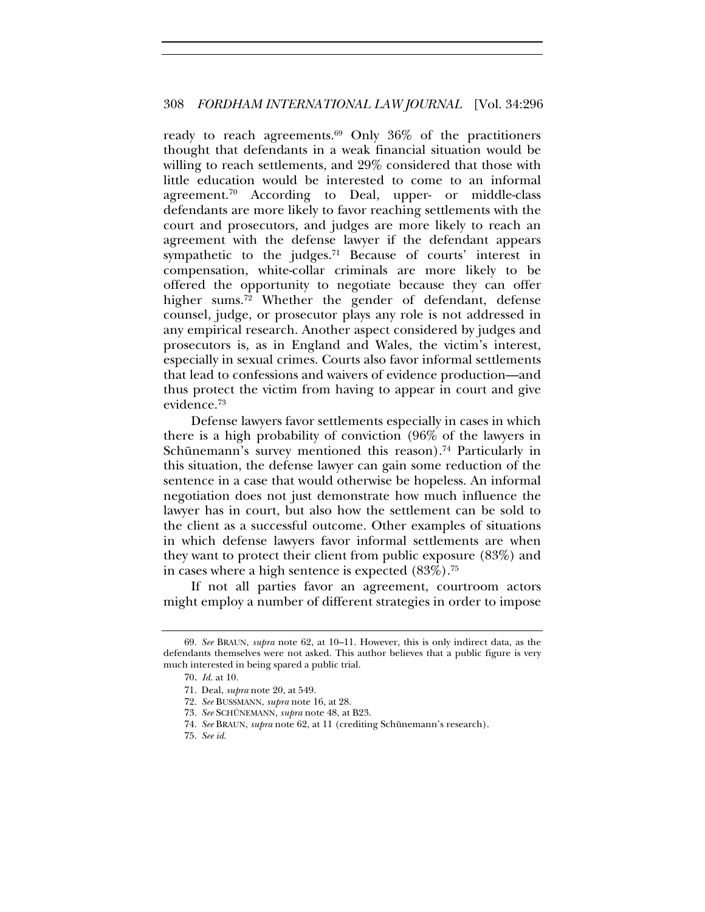ready to reach agreements.[69] Only 36% of the practitioners thought that defendants in a weak financial situation would be willing to reach settlements, and 29% considered that those with little education would be interested to come to an informal agreement.[70] According to Deal, upper- or middle-class defendants are more likely to favor reaching settlements with the court and prosecutors, and judges are more likely to reach an agreement with the defense lawyer if the defendant appears sympathetic to the judges.[71] Because of courts' interest in compensation, white-collar criminals are more likely to be offered the opportunity to negotiate because they can offer higher sums.[72] Whether the gender of defendant, defense counsel, judge, or prosecutor plays any role is not addressed in any empirical research. Another aspect considered by judges and prosecutors is, as in England and Wales, the victim's interest, especially in sexual crimes. Courts also favor informal settlements that lead to confessions and waivers of evidence production—and thus protect the victim from having to appear in court and give evidence.[73]

Defense lawyers favor settlements especially in cases in which there is a high probability of conviction (96% of the lawyers in Schünemann's survey mentioned this reason).[74] Particularly in this situation, the defense lawyer can gain some reduction of the sentence in a case that would otherwise be hopeless. An informal negotiation does not just demonstrate how much influence the lawyer has in court, but also how the settlement can be sold to the client as a successful outcome. Other examples of situations in which defense lawyers favor informal settlements are when they want to protect their client from public exposure (83%) and in cases where a high sentence is expected (83%).[75]

If not all parties favor an agreement, courtroom actors might employ a number of different strategies in order to impose

---

69. *See* BRAUN, *supra* note 62, at 10–11. However, this is only indirect data, as the defendants themselves were not asked. This author believes that a public figure is very much interested in being spared a public trial.

70. *Id.* at 10.

71. Deal, *supra* note 20, at 549.

72. *See* BUSSMANN, *supra* note 16, at 28.

73. *See* SCHÜNEMANN, *supra* note 48, at B23.

74. *See* BRAUN, *supra* note 62, at 11 (crediting Schünemann's research).

75. *See id.*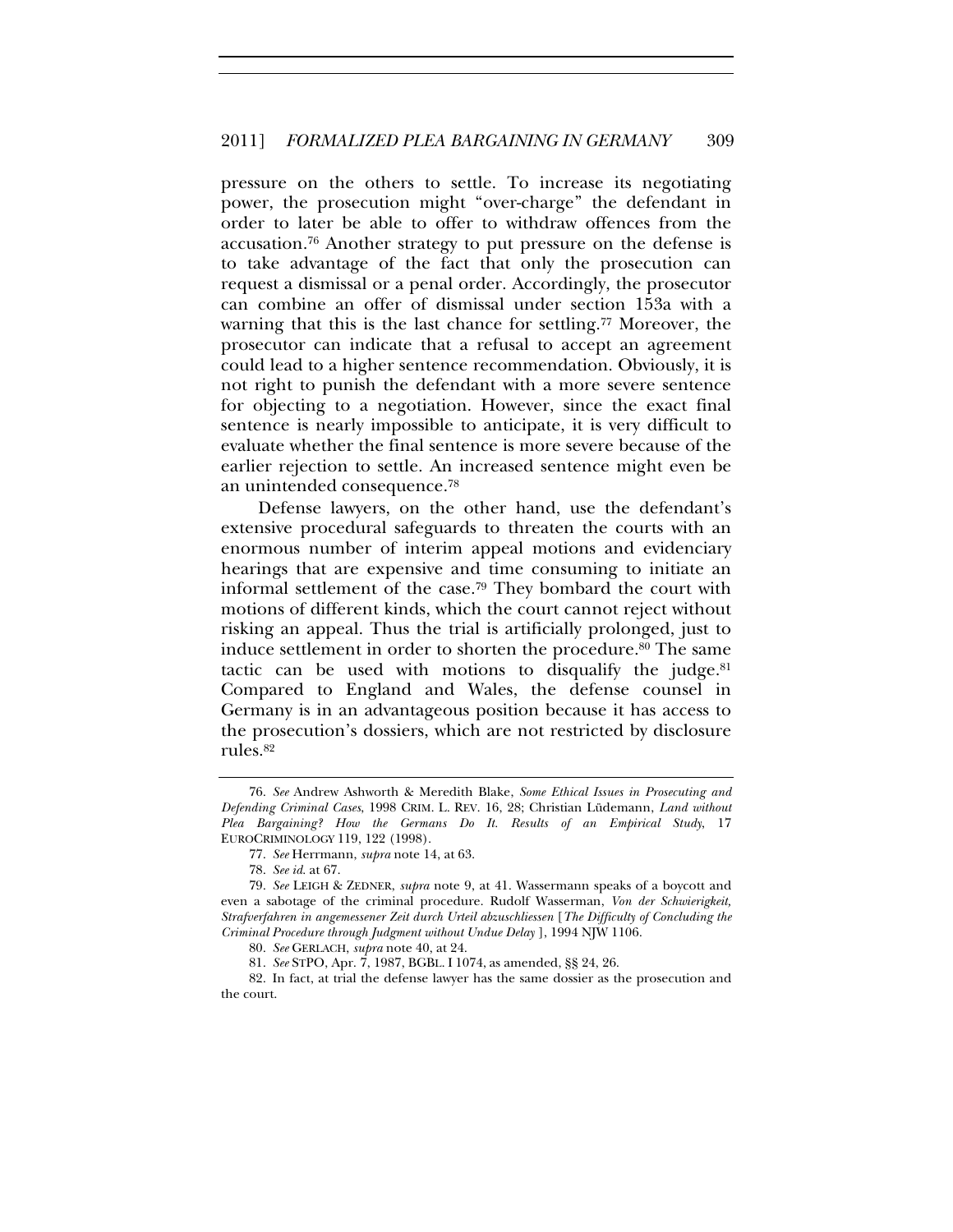pressure on the others to settle. To increase its negotiating power, the prosecution might "over-charge" the defendant in order to later be able to offer to withdraw offences from the accusation.[76] Another strategy to put pressure on the defense is to take advantage of the fact that only the prosecution can request a dismissal or a penal order. Accordingly, the prosecutor can combine an offer of dismissal under section 153a with a warning that this is the last chance for settling.[77] Moreover, the prosecutor can indicate that a refusal to accept an agreement could lead to a higher sentence recommendation. Obviously, it is not right to punish the defendant with a more severe sentence for objecting to a negotiation. However, since the exact final sentence is nearly impossible to anticipate, it is very difficult to evaluate whether the final sentence is more severe because of the earlier rejection to settle. An increased sentence might even be an unintended consequence.[78]

Defense lawyers, on the other hand, use the defendant's extensive procedural safeguards to threaten the courts with an enormous number of interim appeal motions and evidenciary hearings that are expensive and time consuming to initiate an informal settlement of the case.[79] They bombard the court with motions of different kinds, which the court cannot reject without risking an appeal. Thus the trial is artificially prolonged, just to induce settlement in order to shorten the procedure.[80] The same tactic can be used with motions to disqualify the judge.[81] Compared to England and Wales, the defense counsel in Germany is in an advantageous position because it has access to the prosecution's dossiers, which are not restricted by disclosure rules.[82]

---

76. *See* Andrew Ashworth & Meredith Blake, *Some Ethical Issues in Prosecuting and Defending Criminal Cases*, 1998 CRIM. L. REV. 16, 28; Christian Lüdemann, *Land without Plea Bargaining? How the Germans Do It. Results of an Empirical Study*, 17 EUROCRIMINOLOGY 119, 122 (1998).

77. *See* Herrmann, *supra* note 14, at 63.

78. *See id.* at 67.

79. *See* LEIGH & ZEDNER, *supra* note 9, at 41. Wassermann speaks of a boycott and even a sabotage of the criminal procedure. Rudolf Wasserman, *Von der Schwierigkeit, Strafverfahren in angemessener Zeit durch Urteil abzuschliessen* [*The Difficulty of Concluding the Criminal Procedure through Judgment without Undue Delay* ], 1994 NJW 1106.

80. *See* GERLACH, *supra* note 40, at 24.

81. *See* STPO, Apr. 7, 1987, BGBL. I 1074, as amended, §§ 24, 26.

82. In fact, at trial the defense lawyer has the same dossier as the prosecution and the court.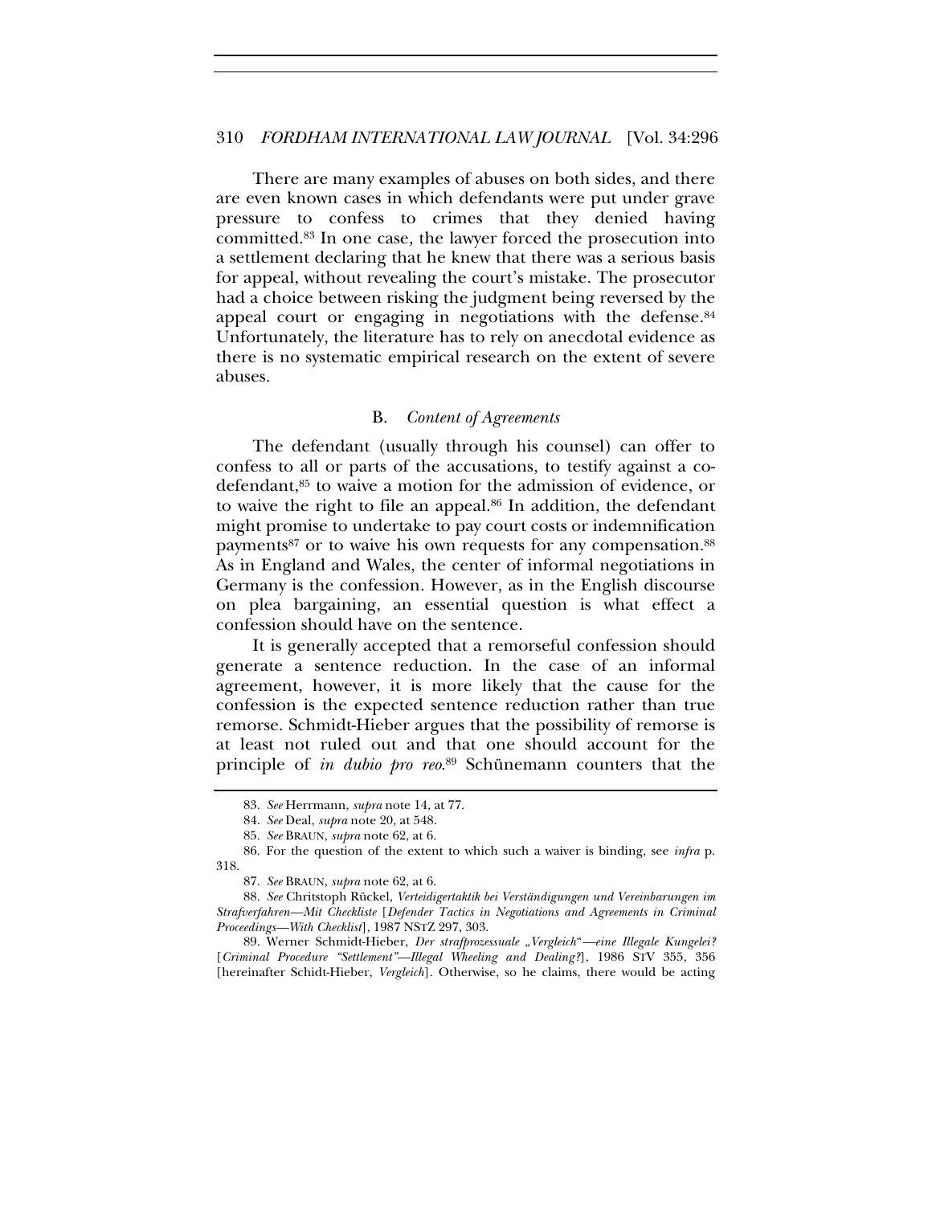There are many examples of abuses on both sides, and there are even known cases in which defendants were put under grave pressure to confess to crimes that they denied having committed.[83] In one case, the lawyer forced the prosecution into a settlement declaring that he knew that there was a serious basis for appeal, without revealing the court's mistake. The prosecutor had a choice between risking the judgment being reversed by the appeal court or engaging in negotiations with the defense.[84] Unfortunately, the literature has to rely on anecdotal evidence as there is no systematic empirical research on the extent of severe abuses.

### B. *Content of Agreements*

The defendant (usually through his counsel) can offer to confess to all or parts of the accusations, to testify against a co-defendant,[85] to waive a motion for the admission of evidence, or to waive the right to file an appeal.[86] In addition, the defendant might promise to undertake to pay court costs or indemnification payments[87] or to waive his own requests for any compensation.[88] As in England and Wales, the center of informal negotiations in Germany is the confession. However, as in the English discourse on plea bargaining, an essential question is what effect a confession should have on the sentence.

It is generally accepted that a remorseful confession should generate a sentence reduction. In the case of an informal agreement, however, it is more likely that the cause for the confession is the expected sentence reduction rather than true remorse. Schmidt-Hieber argues that the possibility of remorse is at least not ruled out and that one should account for the principle of *in dubio pro reo*.[89] Schünemann counters that the

---

83. *See* Herrmann, *supra* note 14, at 77.

84. *See* Deal, *supra* note 20, at 548.

85. *See* BRAUN, *supra* note 62, at 6.

86. For the question of the extent to which such a waiver is binding, see *infra* p. 318.

87. *See* BRAUN, *supra* note 62, at 6.

88. *See* Chritstoph Rückel, *Verteidigertaktik bei Verständigungen und Vereinbarungen im Strafverfahren—Mit Checkliste* [*Defender Tactics in Negotiations and Agreements in Criminal Proceedings—With Checklist*], 1987 NSTZ 297, 303.

89. Werner Schmidt-Hieber, *Der strafprozessuale „Vergleich"—eine Illegale Kungelei?* [*Criminal Procedure "Settlement"—Illegal Wheeling and Dealing?*], 1986 STV 355, 356 [hereinafter Schidt-Hieber, *Vergleich*]. Otherwise, so he claims, there would be acting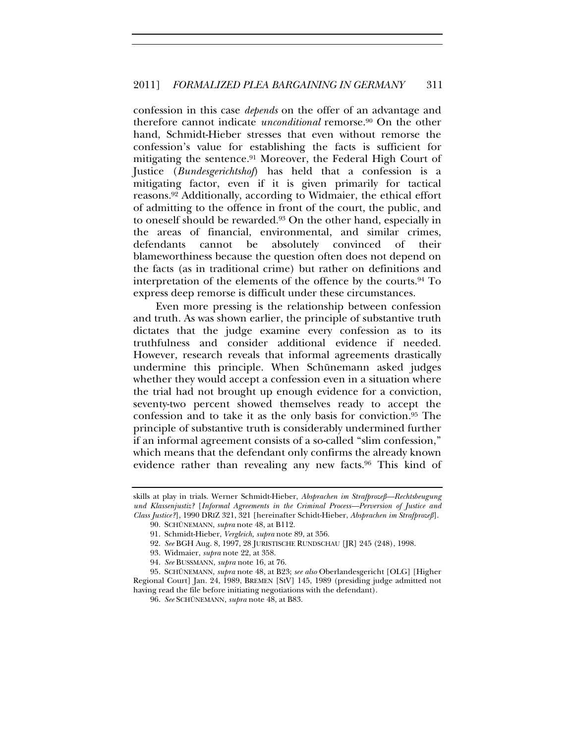confession in this case *depends* on the offer of an advantage and therefore cannot indicate *unconditional* remorse.[90] On the other hand, Schmidt-Hieber stresses that even without remorse the confession's value for establishing the facts is sufficient for mitigating the sentence.[91] Moreover, the Federal High Court of Justice (*Bundesgerichtshof*) has held that a confession is a mitigating factor, even if it is given primarily for tactical reasons.[92] Additionally, according to Widmaier, the ethical effort of admitting to the offence in front of the court, the public, and to oneself should be rewarded.[93] On the other hand, especially in the areas of financial, environmental, and similar crimes, defendants cannot be absolutely convinced of their blameworthiness because the question often does not depend on the facts (as in traditional crime) but rather on definitions and interpretation of the elements of the offence by the courts.[94] To express deep remorse is difficult under these circumstances.

Even more pressing is the relationship between confession and truth. As was shown earlier, the principle of substantive truth dictates that the judge examine every confession as to its truthfulness and consider additional evidence if needed. However, research reveals that informal agreements drastically undermine this principle. When Schünemann asked judges whether they would accept a confession even in a situation where the trial had not brought up enough evidence for a conviction, seventy-two percent showed themselves ready to accept the confession and to take it as the only basis for conviction.[95] The principle of substantive truth is considerably undermined further if an informal agreement consists of a so-called "slim confession," which means that the defendant only confirms the already known evidence rather than revealing any new facts.[96] This kind of

---

skills at play in trials. Werner Schmidt-Hieber, *Absprachen im Strafprozeß—Rechtsbeugung und Klassenjustiz?* [*Informal Agreements in the Criminal Process—Perversion of Justice and Class Justice?*], 1990 DRIZ 321, 321 [hereinafter Schidt-Hieber, *Absprachen im Strafprozeß*].

90. SCHÜNEMANN, *supra* note 48, at B112.

91. Schmidt-Hieber, *Vergleich*, *supra* note 89, at 356.

92. *See* BGH Aug. 8, 1997, 28 JURISTISCHE RUNDSCHAU [JR] 245 (248), 1998.

93. Widmaier, *supra* note 22, at 358.

94. *See* BUSSMANN, *supra* note 16, at 76.

95. SCHÜNEMANN, *supra* note 48, at B23; *see also* Oberlandesgericht [OLG] [Higher Regional Court] Jan. 24, 1989, BREMEN [StV] 145, 1989 (presiding judge admitted not having read the file before initiating negotiations with the defendant).

96. *See* SCHÜNEMANN, *supra* note 48, at B83.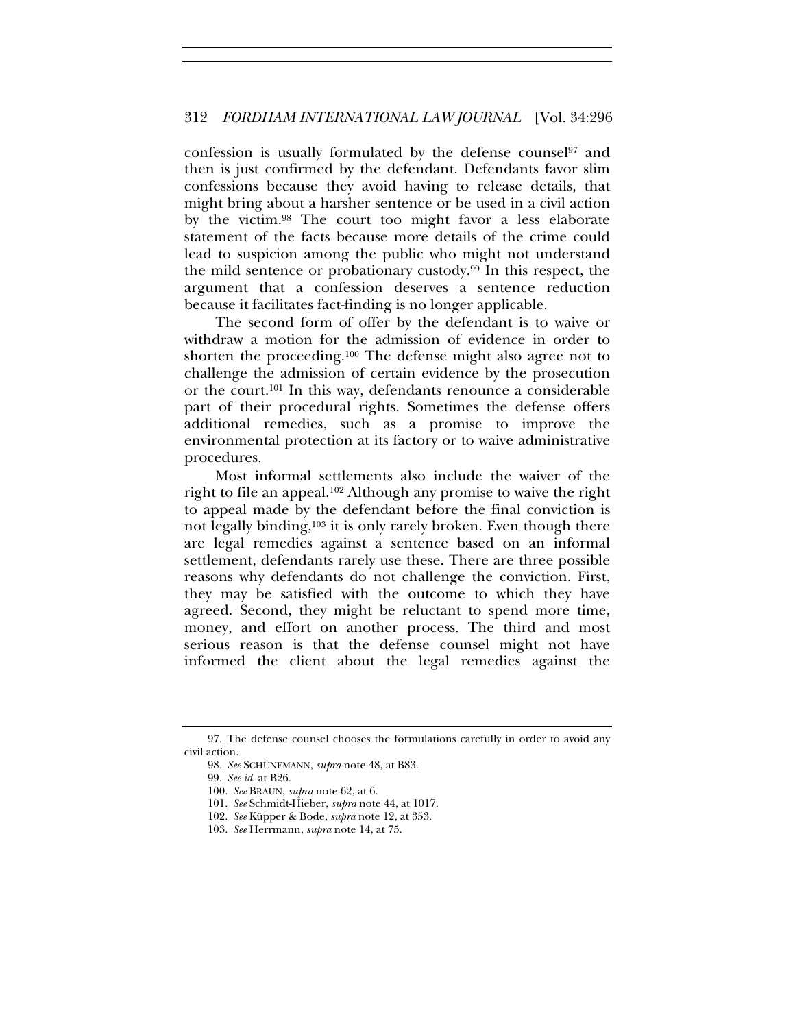confession is usually formulated by the defense counsel[97] and then is just confirmed by the defendant. Defendants favor slim confessions because they avoid having to release details, that might bring about a harsher sentence or be used in a civil action by the victim.[98] The court too might favor a less elaborate statement of the facts because more details of the crime could lead to suspicion among the public who might not understand the mild sentence or probationary custody.[99] In this respect, the argument that a confession deserves a sentence reduction because it facilitates fact-finding is no longer applicable.

The second form of offer by the defendant is to waive or withdraw a motion for the admission of evidence in order to shorten the proceeding.[100] The defense might also agree not to challenge the admission of certain evidence by the prosecution or the court.[101] In this way, defendants renounce a considerable part of their procedural rights. Sometimes the defense offers additional remedies, such as a promise to improve the environmental protection at its factory or to waive administrative procedures.

Most informal settlements also include the waiver of the right to file an appeal.[102] Although any promise to waive the right to appeal made by the defendant before the final conviction is not legally binding,[103] it is only rarely broken. Even though there are legal remedies against a sentence based on an informal settlement, defendants rarely use these. There are three possible reasons why defendants do not challenge the conviction. First, they may be satisfied with the outcome to which they have agreed. Second, they might be reluctant to spend more time, money, and effort on another process. The third and most serious reason is that the defense counsel might not have informed the client about the legal remedies against the

---

97. The defense counsel chooses the formulations carefully in order to avoid any civil action.

98. *See* SCHÜNEMANN, *supra* note 48, at B83.

99. *See id.* at B26.

100. *See* BRAUN, *supra* note 62, at 6.

101. *See* Schmidt-Hieber, *supra* note 44, at 1017.

102. *See* Küpper & Bode, *supra* note 12, at 353.

103. *See* Herrmann, *supra* note 14, at 75.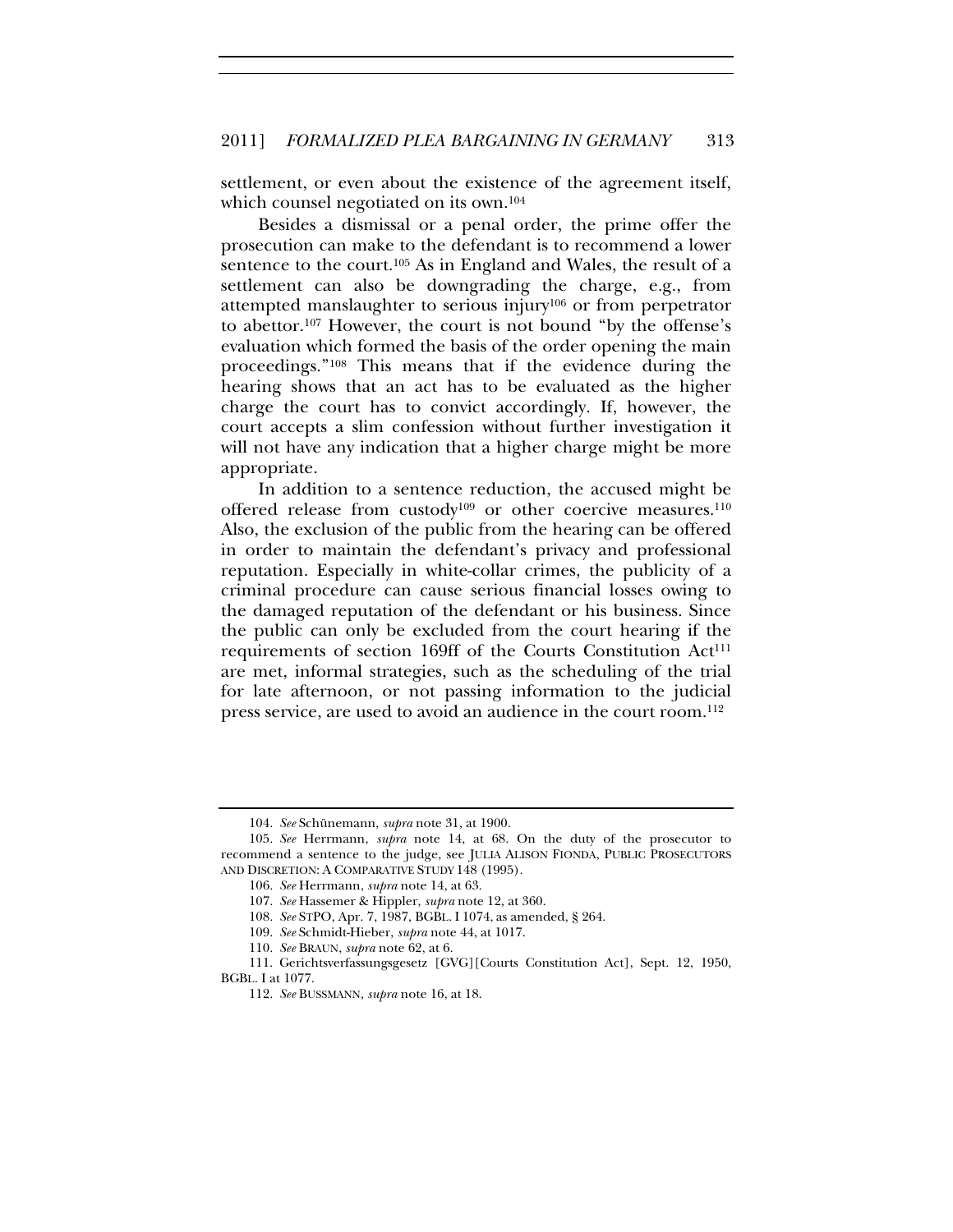settlement, or even about the existence of the agreement itself, which counsel negotiated on its own.[104]

Besides a dismissal or a penal order, the prime offer the prosecution can make to the defendant is to recommend a lower sentence to the court.[105] As in England and Wales, the result of a settlement can also be downgrading the charge, e.g., from attempted manslaughter to serious injury[106] or from perpetrator to abettor.[107] However, the court is not bound "by the offense's evaluation which formed the basis of the order opening the main proceedings."[108] This means that if the evidence during the hearing shows that an act has to be evaluated as the higher charge the court has to convict accordingly. If, however, the court accepts a slim confession without further investigation it will not have any indication that a higher charge might be more appropriate.

In addition to a sentence reduction, the accused might be offered release from custody[109] or other coercive measures.[110] Also, the exclusion of the public from the hearing can be offered in order to maintain the defendant's privacy and professional reputation. Especially in white-collar crimes, the publicity of a criminal procedure can cause serious financial losses owing to the damaged reputation of the defendant or his business. Since the public can only be excluded from the court hearing if the requirements of section 169ff of the Courts Constitution Act[111] are met, informal strategies, such as the scheduling of the trial for late afternoon, or not passing information to the judicial press service, are used to avoid an audience in the court room.[112]

---

104. *See* Schünemann, *supra* note 31, at 1900.

105. *See* Herrmann, *supra* note 14, at 68. On the duty of the prosecutor to recommend a sentence to the judge, see JULIA ALISON FIONDA, PUBLIC PROSECUTORS AND DISCRETION: A COMPARATIVE STUDY 148 (1995).

106. *See* Herrmann, *supra* note 14, at 63.

107. *See* Hassemer & Hippler, *supra* note 12, at 360.

108. *See* STPO, Apr. 7, 1987, BGBL. I 1074, as amended, § 264.

109. *See* Schmidt-Hieber, *supra* note 44, at 1017.

110. *See* BRAUN, *supra* note 62, at 6.

111. Gerichtsverfassungsgesetz [GVG][Courts Constitution Act], Sept. 12, 1950, BGBL. I at 1077.

112. *See* BUSSMANN, *supra* note 16, at 18.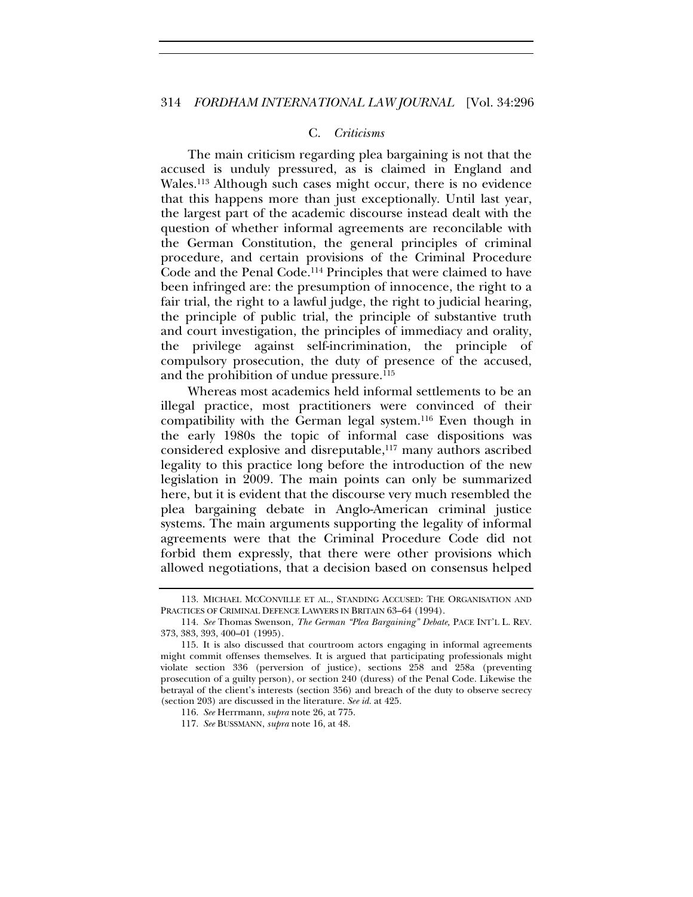### C. *Criticisms*

The main criticism regarding plea bargaining is not that the accused is unduly pressured, as is claimed in England and Wales.[113] Although such cases might occur, there is no evidence that this happens more than just exceptionally. Until last year, the largest part of the academic discourse instead dealt with the question of whether informal agreements are reconcilable with the German Constitution, the general principles of criminal procedure, and certain provisions of the Criminal Procedure Code and the Penal Code.[114] Principles that were claimed to have been infringed are: the presumption of innocence, the right to a fair trial, the right to a lawful judge, the right to judicial hearing, the principle of public trial, the principle of substantive truth and court investigation, the principles of immediacy and orality, the privilege against self-incrimination, the principle of compulsory prosecution, the duty of presence of the accused, and the prohibition of undue pressure.[115]

Whereas most academics held informal settlements to be an illegal practice, most practitioners were convinced of their compatibility with the German legal system.[116] Even though in the early 1980s the topic of informal case dispositions was considered explosive and disreputable,[117] many authors ascribed legality to this practice long before the introduction of the new legislation in 2009. The main points can only be summarized here, but it is evident that the discourse very much resembled the plea bargaining debate in Anglo-American criminal justice systems. The main arguments supporting the legality of informal agreements were that the Criminal Procedure Code did not forbid them expressly, that there were other provisions which allowed negotiations, that a decision based on consensus helped

---

113. MICHAEL MCCONVILLE ET AL., STANDING ACCUSED: THE ORGANISATION AND PRACTICES OF CRIMINAL DEFENCE LAWYERS IN BRITAIN 63–64 (1994).

114. *See* Thomas Swenson, *The German "Plea Bargaining" Debate,* PACE INT'L L. REV. 373, 383, 393, 400–01 (1995).

115. It is also discussed that courtroom actors engaging in informal agreements might commit offenses themselves. It is argued that participating professionals might violate section 336 (perversion of justice), sections 258 and 258a (preventing prosecution of a guilty person), or section 240 (duress) of the Penal Code. Likewise the betrayal of the client's interests (section 356) and breach of the duty to observe secrecy (section 203) are discussed in the literature. *See id.* at 425.

116. *See* Herrmann, *supra* note 26, at 775.

117. *See* BUSSMANN, *supra* note 16, at 48.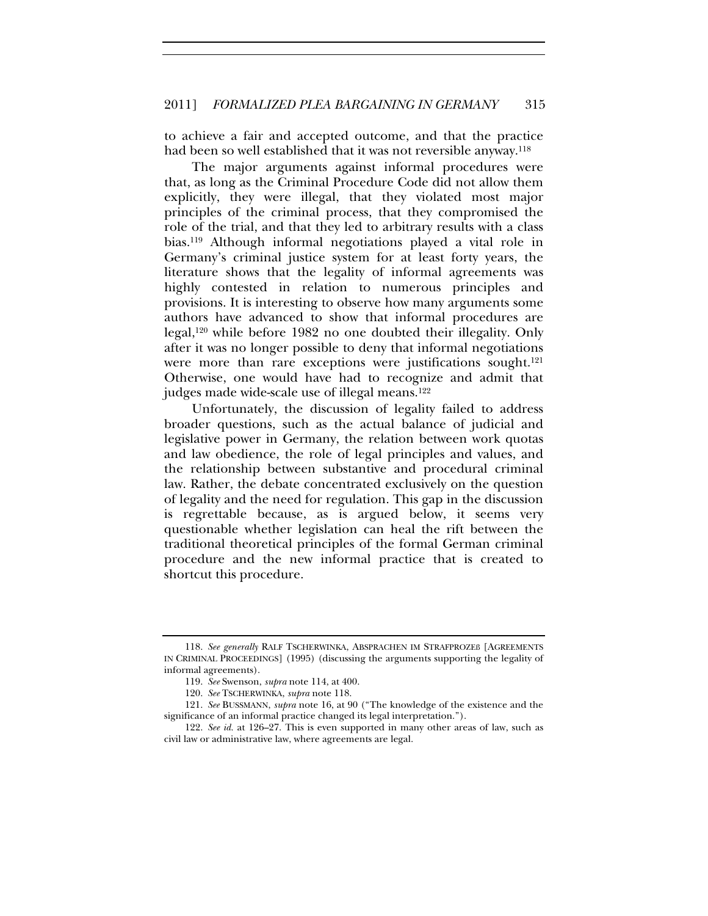to achieve a fair and accepted outcome, and that the practice had been so well established that it was not reversible anyway.[118]

The major arguments against informal procedures were that, as long as the Criminal Procedure Code did not allow them explicitly, they were illegal, that they violated most major principles of the criminal process, that they compromised the role of the trial, and that they led to arbitrary results with a class bias.[119] Although informal negotiations played a vital role in Germany's criminal justice system for at least forty years, the literature shows that the legality of informal agreements was highly contested in relation to numerous principles and provisions. It is interesting to observe how many arguments some authors have advanced to show that informal procedures are legal,[120] while before 1982 no one doubted their illegality. Only after it was no longer possible to deny that informal negotiations were more than rare exceptions were justifications sought.[121] Otherwise, one would have had to recognize and admit that judges made wide-scale use of illegal means.[122]

Unfortunately, the discussion of legality failed to address broader questions, such as the actual balance of judicial and legislative power in Germany, the relation between work quotas and law obedience, the role of legal principles and values, and the relationship between substantive and procedural criminal law. Rather, the debate concentrated exclusively on the question of legality and the need for regulation. This gap in the discussion is regrettable because, as is argued below, it seems very questionable whether legislation can heal the rift between the traditional theoretical principles of the formal German criminal procedure and the new informal practice that is created to shortcut this procedure.

---

118. *See generally* RALF TSCHERWINKA, ABSPRACHEN IM STRAFPROZEß [AGREEMENTS IN CRIMINAL PROCEEDINGS] (1995) (discussing the arguments supporting the legality of informal agreements).

119. *See* Swenson, *supra* note 114, at 400.

120. *See* TSCHERWINKA, *supra* note 118.

121. *See* BUSSMANN, *supra* note 16, at 90 ("The knowledge of the existence and the significance of an informal practice changed its legal interpretation.").

122. *See id.* at 126–27. This is even supported in many other areas of law, such as civil law or administrative law, where agreements are legal.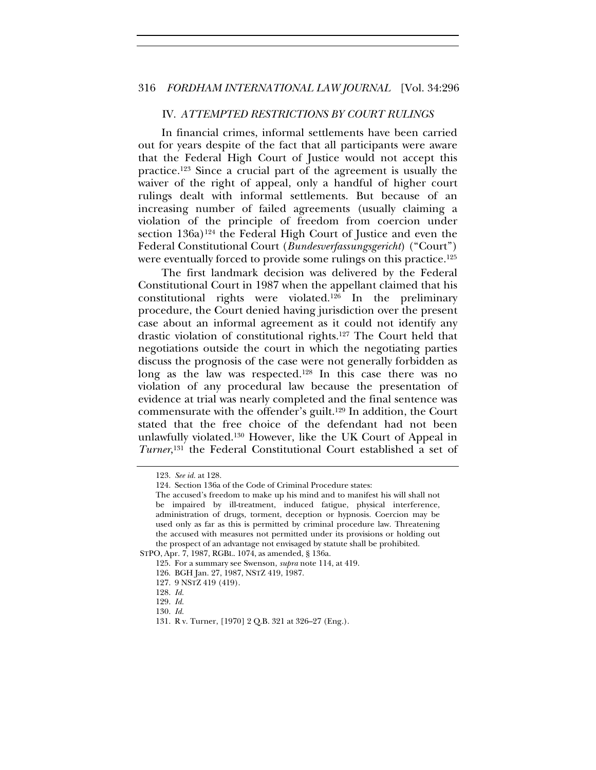## IV. *ATTEMPTED RESTRICTIONS BY COURT RULINGS*

In financial crimes, informal settlements have been carried out for years despite of the fact that all participants were aware that the Federal High Court of Justice would not accept this practice.[123] Since a crucial part of the agreement is usually the waiver of the right of appeal, only a handful of higher court rulings dealt with informal settlements. But because of an increasing number of failed agreements (usually claiming a violation of the principle of freedom from coercion under section 136a)[124] the Federal High Court of Justice and even the Federal Constitutional Court (*Bundesverfassungsgericht*) ("Court") were eventually forced to provide some rulings on this practice.[125]

The first landmark decision was delivered by the Federal Constitutional Court in 1987 when the appellant claimed that his constitutional rights were violated.[126] In the preliminary procedure, the Court denied having jurisdiction over the present case about an informal agreement as it could not identify any drastic violation of constitutional rights.[127] The Court held that negotiations outside the court in which the negotiating parties discuss the prognosis of the case were not generally forbidden as long as the law was respected.[128] In this case there was no violation of any procedural law because the presentation of evidence at trial was nearly completed and the final sentence was commensurate with the offender's guilt.[129] In addition, the Court stated that the free choice of the defendant had not been unlawfully violated.[130] However, like the UK Court of Appeal in *Turner*,[131] the Federal Constitutional Court established a set of

---

123. *See id.* at 128.

124. Section 136a of the Code of Criminal Procedure states:

The accused's freedom to make up his mind and to manifest his will shall not be impaired by ill-treatment, induced fatigue, physical interference, administration of drugs, torment, deception or hypnosis. Coercion may be used only as far as this is permitted by criminal procedure law. Threatening the accused with measures not permitted under its provisions or holding out the prospect of an advantage not envisaged by statute shall be prohibited.

STPO, Apr. 7, 1987, RGBL. 1074, as amended, § 136a.

125. For a summary see Swenson, *supra* note 114, at 419.

126. BGH Jan. 27, 1987, NSTZ 419, 1987.

127. 9 NSTZ 419 (419).

128. *Id.*

129. *Id.*

130. *Id.*

131. R v. Turner, [1970] 2 Q.B. 321 at 326–27 (Eng.).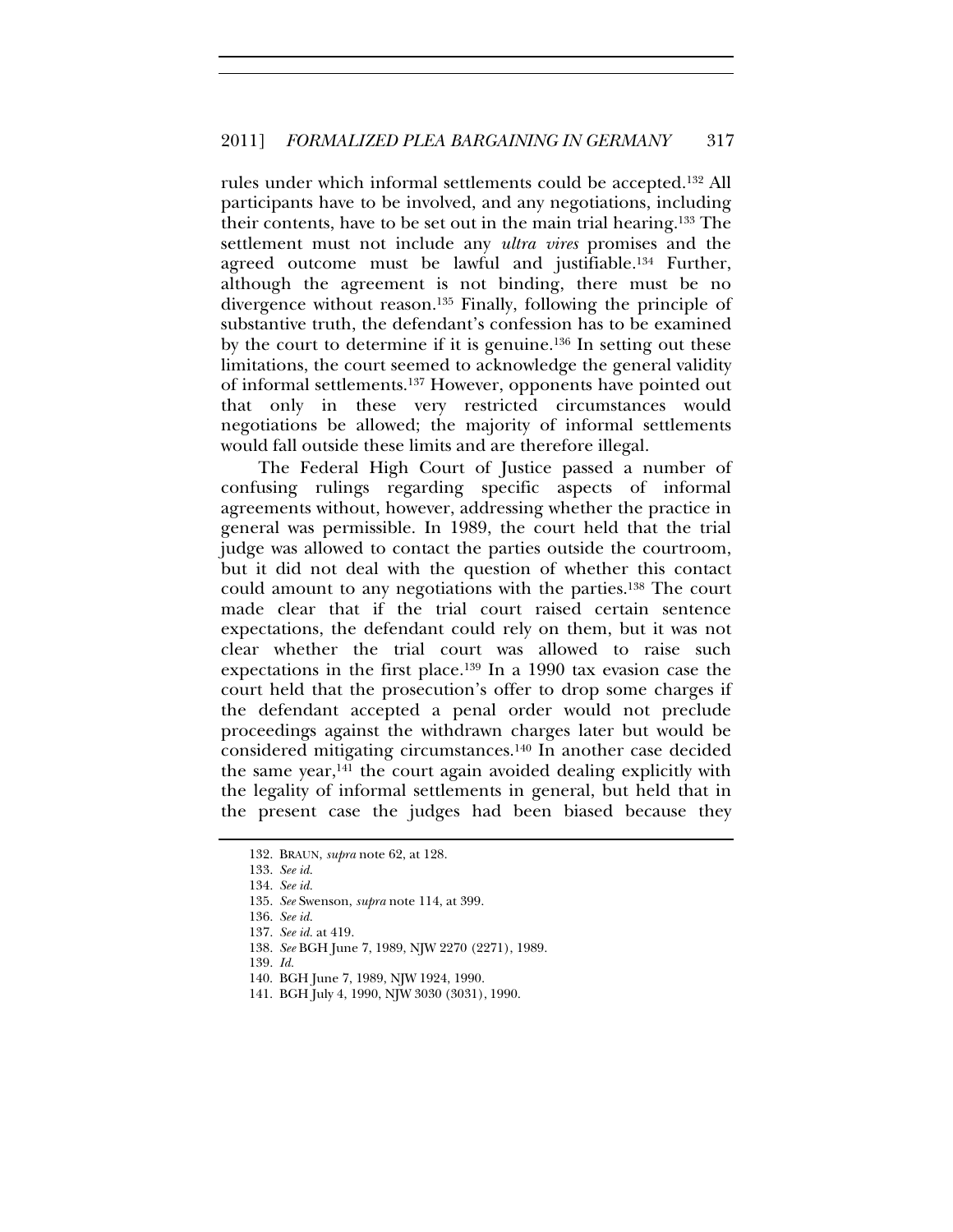rules under which informal settlements could be accepted.[132] All participants have to be involved, and any negotiations, including their contents, have to be set out in the main trial hearing.[133] The settlement must not include any *ultra vires* promises and the agreed outcome must be lawful and justifiable.[134] Further, although the agreement is not binding, there must be no divergence without reason.[135] Finally, following the principle of substantive truth, the defendant's confession has to be examined by the court to determine if it is genuine.[136] In setting out these limitations, the court seemed to acknowledge the general validity of informal settlements.[137] However, opponents have pointed out that only in these very restricted circumstances would negotiations be allowed; the majority of informal settlements would fall outside these limits and are therefore illegal.

The Federal High Court of Justice passed a number of confusing rulings regarding specific aspects of informal agreements without, however, addressing whether the practice in general was permissible. In 1989, the court held that the trial judge was allowed to contact the parties outside the courtroom, but it did not deal with the question of whether this contact could amount to any negotiations with the parties.[138] The court made clear that if the trial court raised certain sentence expectations, the defendant could rely on them, but it was not clear whether the trial court was allowed to raise such expectations in the first place.[139] In a 1990 tax evasion case the court held that the prosecution's offer to drop some charges if the defendant accepted a penal order would not preclude proceedings against the withdrawn charges later but would be considered mitigating circumstances.[140] In another case decided the same year,[141] the court again avoided dealing explicitly with the legality of informal settlements in general, but held that in the present case the judges had been biased because they

132. BRAUN, *supra* note 62, at 128.

133. *See id.*

134. *See id.*

135. *See* Swenson, *supra* note 114, at 399.

136. *See id.*

137. *See id.* at 419.

138. *See* BGH June 7, 1989, NJW 2270 (2271), 1989.

139. *Id.*

140. BGH June 7, 1989, NJW 1924, 1990.

141. BGH July 4, 1990, NJW 3030 (3031), 1990.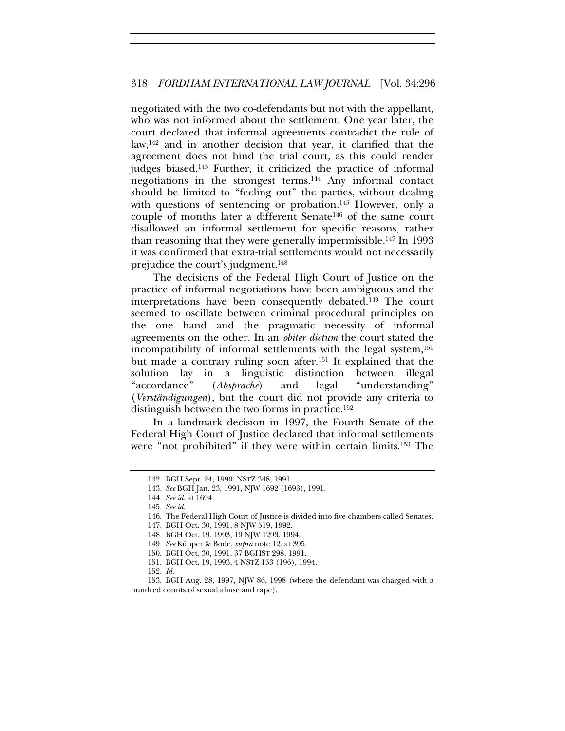negotiated with the two co-defendants but not with the appellant, who was not informed about the settlement. One year later, the court declared that informal agreements contradict the rule of law,[142] and in another decision that year, it clarified that the agreement does not bind the trial court, as this could render judges biased.[143] Further, it criticized the practice of informal negotiations in the strongest terms.[144] Any informal contact should be limited to "feeling out" the parties, without dealing with questions of sentencing or probation.[145] However, only a couple of months later a different Senate[146] of the same court disallowed an informal settlement for specific reasons, rather than reasoning that they were generally impermissible.[147] In 1993 it was confirmed that extra-trial settlements would not necessarily prejudice the court's judgment.[148]

The decisions of the Federal High Court of Justice on the practice of informal negotiations have been ambiguous and the interpretations have been consequently debated.[149] The court seemed to oscillate between criminal procedural principles on the one hand and the pragmatic necessity of informal agreements on the other. In an *obiter dictum* the court stated the incompatibility of informal settlements with the legal system,[150] but made a contrary ruling soon after.[151] It explained that the solution lay in a linguistic distinction between illegal "accordance" (*Absprache*) and legal "understanding" (*Verständigungen*), but the court did not provide any criteria to distinguish between the two forms in practice.[152]

In a landmark decision in 1997, the Fourth Senate of the Federal High Court of Justice declared that informal settlements were "not prohibited" if they were within certain limits.[153] The

---

142. BGH Sept. 24, 1990, NSTZ 348, 1991.

143. *See* BGH Jan. 23, 1991, NJW 1692 (1693), 1991.

144. *See id.* at 1694.

145. *See id.*

146. The Federal High Court of Justice is divided into five chambers called Senates.

147. BGH Oct. 30, 1991, 8 NJW 519, 1992.

148. BGH Oct. 19, 1993, 19 NJW 1293, 1994.

149. *See* Küpper & Bode, *supra* note 12, at 395.

150. BGH Oct. 30, 1991, 37 BGHST 298, 1991.

151. BGH Oct. 19, 1993, 4 NSTZ 153 (196), 1994.

152. *Id.*

153. BGH Aug. 28, 1997, NJW 86, 1998 (where the defendant was charged with a hundred counts of sexual abuse and rape).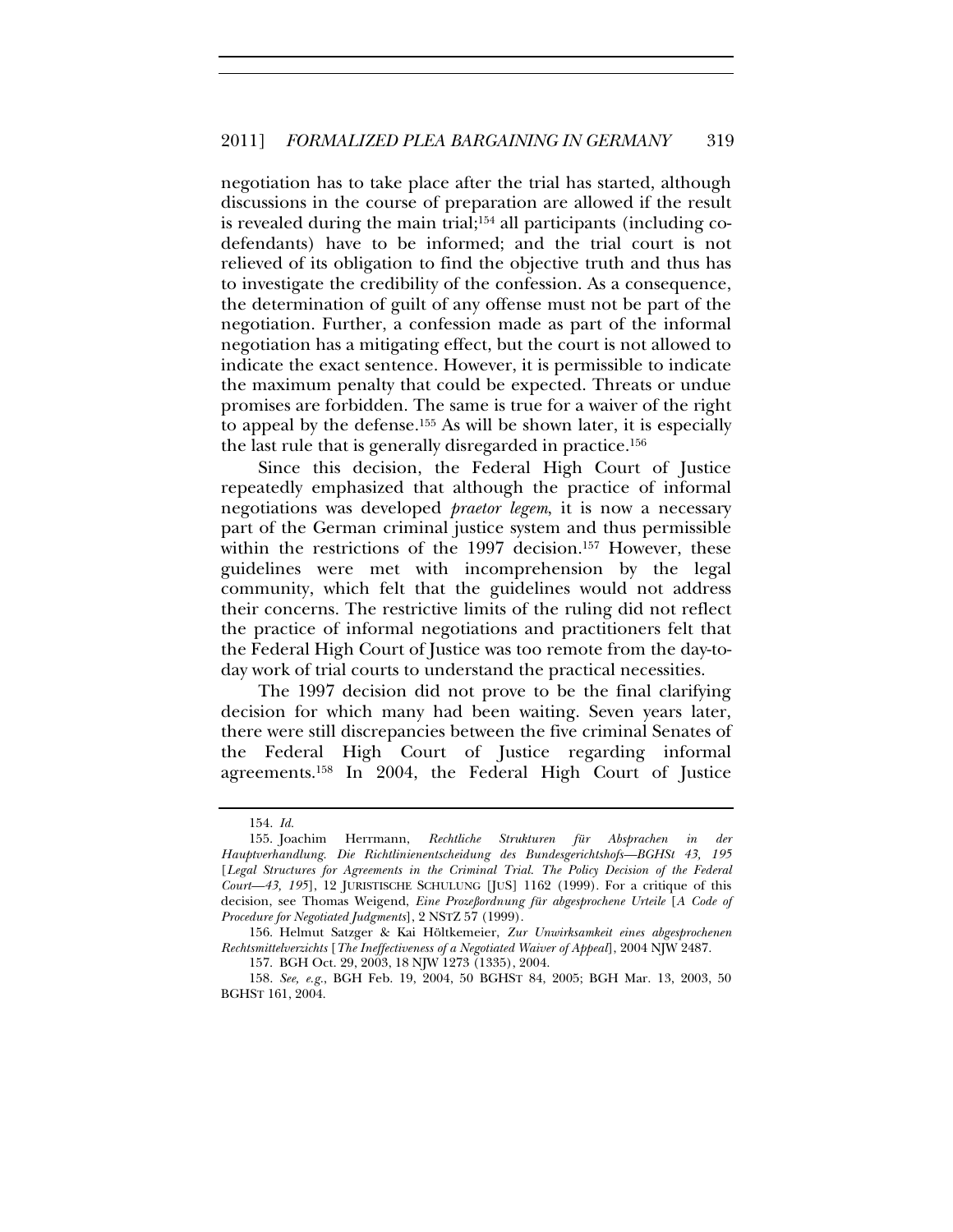negotiation has to take place after the trial has started, although discussions in the course of preparation are allowed if the result is revealed during the main trial;[154] all participants (including co-defendants) have to be informed; and the trial court is not relieved of its obligation to find the objective truth and thus has to investigate the credibility of the confession. As a consequence, the determination of guilt of any offense must not be part of the negotiation. Further, a confession made as part of the informal negotiation has a mitigating effect, but the court is not allowed to indicate the exact sentence. However, it is permissible to indicate the maximum penalty that could be expected. Threats or undue promises are forbidden. The same is true for a waiver of the right to appeal by the defense.[155] As will be shown later, it is especially the last rule that is generally disregarded in practice.[156]

Since this decision, the Federal High Court of Justice repeatedly emphasized that although the practice of informal negotiations was developed *praetor legem*, it is now a necessary part of the German criminal justice system and thus permissible within the restrictions of the 1997 decision.[157] However, these guidelines were met with incomprehension by the legal community, which felt that the guidelines would not address their concerns. The restrictive limits of the ruling did not reflect the practice of informal negotiations and practitioners felt that the Federal High Court of Justice was too remote from the day-to-day work of trial courts to understand the practical necessities.

The 1997 decision did not prove to be the final clarifying decision for which many had been waiting. Seven years later, there were still discrepancies between the five criminal Senates of the Federal High Court of Justice regarding informal agreements.[158] In 2004, the Federal High Court of Justice

---

154. *Id.*

155. Joachim Herrmann, *Rechtliche Strukturen für Absprachen in der Hauptverhandlung. Die Richtlinienentscheidung des Bundesgerichtshofs—BGHSt 43, 195* [*Legal Structures for Agreements in the Criminal Trial. The Policy Decision of the Federal Court—43, 195*], 12 JURISTISCHE SCHULUNG [JUS] 1162 (1999). For a critique of this decision, see Thomas Weigend, *Eine Prozeßordnung für abgesprochene Urteile* [*A Code of Procedure for Negotiated Judgments*], 2 NSTZ 57 (1999).

156. Helmut Satzger & Kai Höltkemeier, *Zur Unwirksamkeit eines abgesprochenen Rechtsmittelverzichts* [*The Ineffectiveness of a Negotiated Waiver of Appeal*], 2004 NJW 2487.

157. BGH Oct. 29, 2003, 18 NJW 1273 (1335), 2004.

158. *See, e.g.*, BGH Feb. 19, 2004, 50 BGHST 84, 2005; BGH Mar. 13, 2003, 50 BGHST 161, 2004.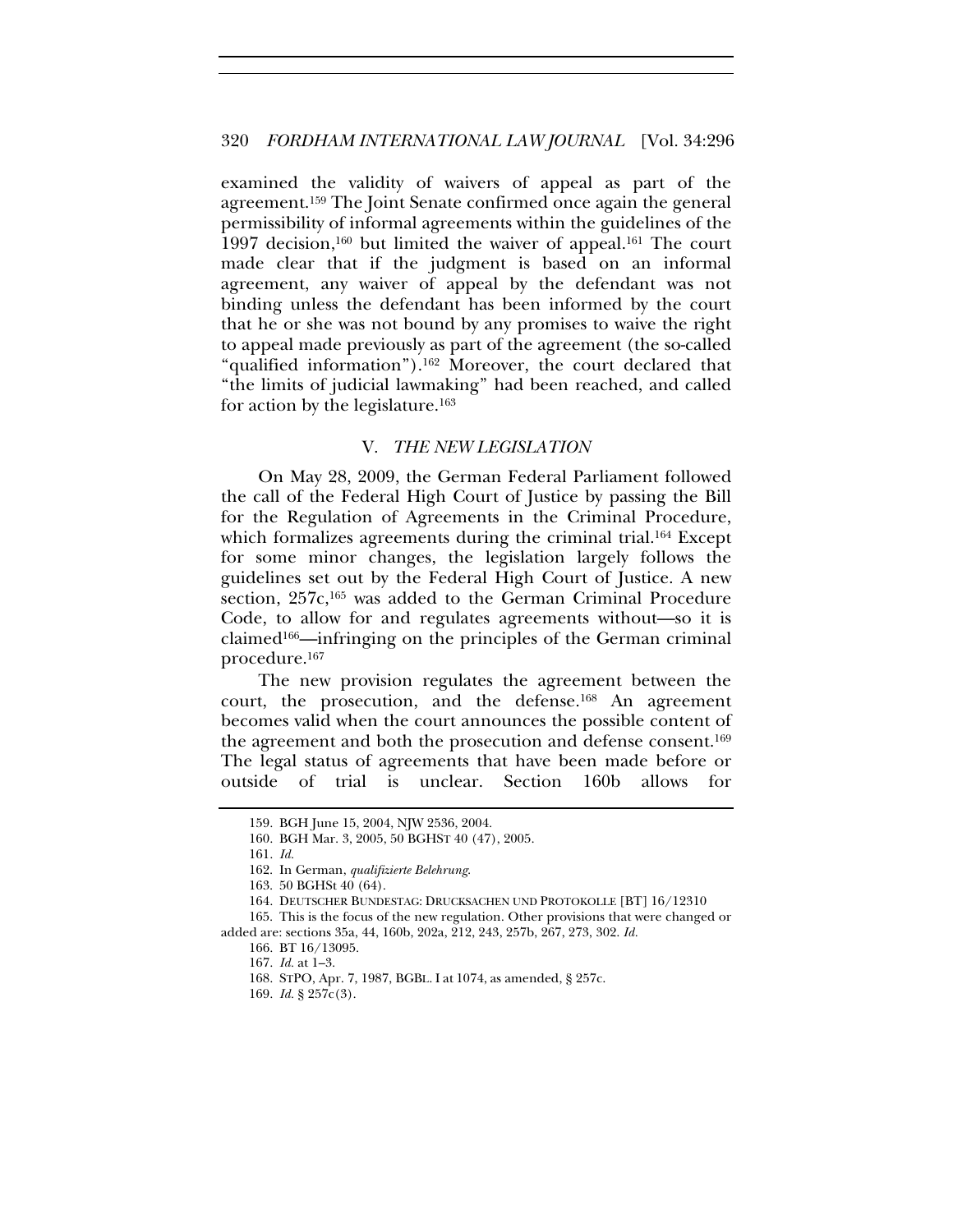examined the validity of waivers of appeal as part of the agreement.[159] The Joint Senate confirmed once again the general permissibility of informal agreements within the guidelines of the 1997 decision,[160] but limited the waiver of appeal.[161] The court made clear that if the judgment is based on an informal agreement, any waiver of appeal by the defendant was not binding unless the defendant has been informed by the court that he or she was not bound by any promises to waive the right to appeal made previously as part of the agreement (the so-called "qualified information").[162] Moreover, the court declared that "the limits of judicial lawmaking" had been reached, and called for action by the legislature.[163]

## V. *THE NEW LEGISLATION*

On May 28, 2009, the German Federal Parliament followed the call of the Federal High Court of Justice by passing the Bill for the Regulation of Agreements in the Criminal Procedure, which formalizes agreements during the criminal trial.[164] Except for some minor changes, the legislation largely follows the guidelines set out by the Federal High Court of Justice. A new section, 257c,[165] was added to the German Criminal Procedure Code, to allow for and regulates agreements without—so it is claimed[166]—infringing on the principles of the German criminal procedure.[167]

The new provision regulates the agreement between the court, the prosecution, and the defense.[168] An agreement becomes valid when the court announces the possible content of the agreement and both the prosecution and defense consent.[169] The legal status of agreements that have been made before or outside of trial is unclear. Section 160b allows for

---

159. BGH June 15, 2004, NJW 2536, 2004.

160. BGH Mar. 3, 2005, 50 BGHST 40 (47), 2005.

161. *Id.*

162. In German, *qualifizierte Belehrung*.

163. 50 BGHSt 40 (64).

164. DEUTSCHER BUNDESTAG: DRUCKSACHEN UND PROTOKOLLE [BT] 16/12310

165. This is the focus of the new regulation. Other provisions that were changed or added are: sections 35a, 44, 160b, 202a, 212, 243, 257b, 267, 273, 302. *Id.*

166. BT 16/13095.

167. *Id.* at 1–3.

168. STPO, Apr. 7, 1987, BGBL. I at 1074, as amended, § 257c.

169. *Id.* § 257c(3).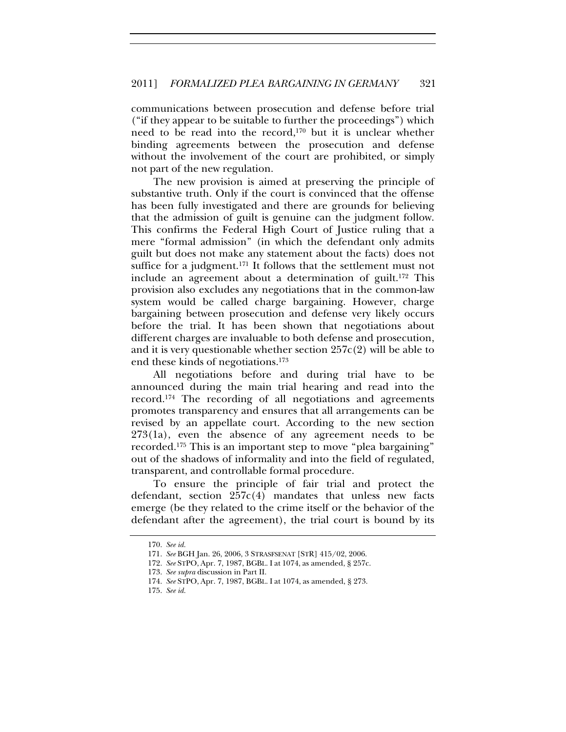communications between prosecution and defense before trial ("if they appear to be suitable to further the proceedings") which need to be read into the record,[170] but it is unclear whether binding agreements between the prosecution and defense without the involvement of the court are prohibited, or simply not part of the new regulation.

The new provision is aimed at preserving the principle of substantive truth. Only if the court is convinced that the offense has been fully investigated and there are grounds for believing that the admission of guilt is genuine can the judgment follow. This confirms the Federal High Court of Justice ruling that a mere "formal admission" (in which the defendant only admits guilt but does not make any statement about the facts) does not suffice for a judgment.[171] It follows that the settlement must not include an agreement about a determination of guilt.[172] This provision also excludes any negotiations that in the common-law system would be called charge bargaining. However, charge bargaining between prosecution and defense very likely occurs before the trial. It has been shown that negotiations about different charges are invaluable to both defense and prosecution, and it is very questionable whether section 257c(2) will be able to end these kinds of negotiations.[173]

All negotiations before and during trial have to be announced during the main trial hearing and read into the record.[174] The recording of all negotiations and agreements promotes transparency and ensures that all arrangements can be revised by an appellate court. According to the new section 273(1a), even the absence of any agreement needs to be recorded.[175] This is an important step to move "plea bargaining" out of the shadows of informality and into the field of regulated, transparent, and controllable formal procedure.

To ensure the principle of fair trial and protect the defendant, section 257c(4) mandates that unless new facts emerge (be they related to the crime itself or the behavior of the defendant after the agreement), the trial court is bound by its

170. *See id.*

171. *See* BGH Jan. 26, 2006, 3 STRASFSENAT [STR] 415/02, 2006.

172. *See* STPO, Apr. 7, 1987, BGBL. I at 1074, as amended, § 257c.

173. *See supra* discussion in Part II.

174. *See* STPO, Apr. 7, 1987, BGBL. I at 1074, as amended, § 273.

175. *See id.*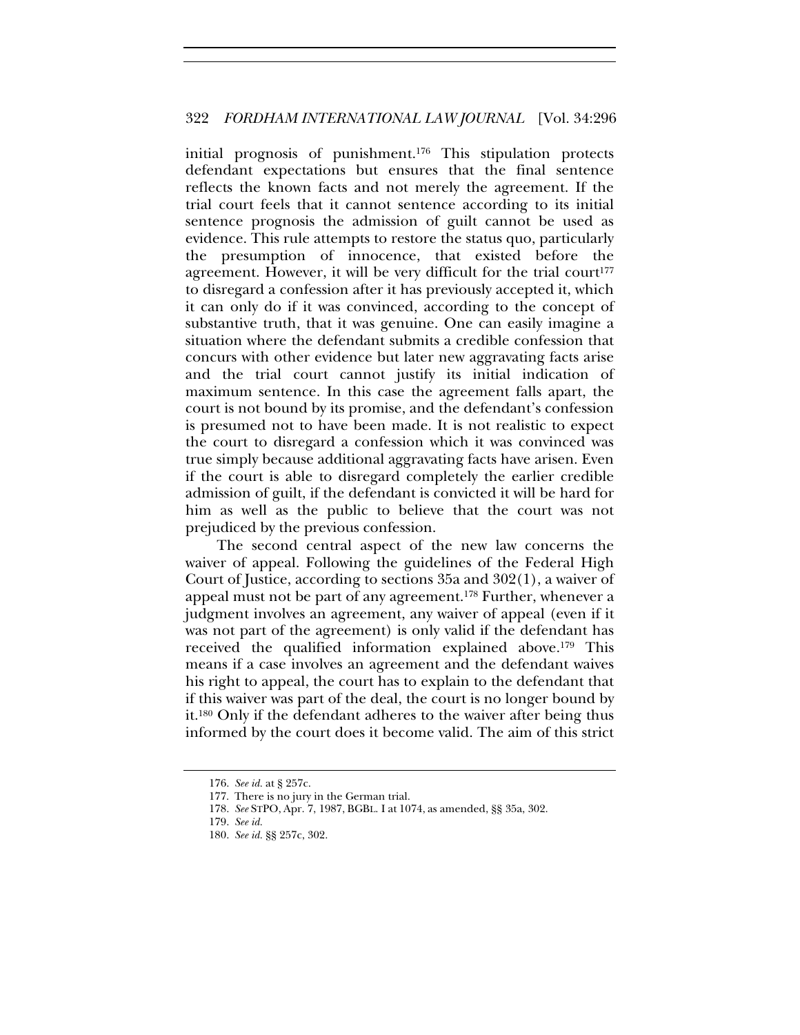initial prognosis of punishment.[176] This stipulation protects defendant expectations but ensures that the final sentence reflects the known facts and not merely the agreement. If the trial court feels that it cannot sentence according to its initial sentence prognosis the admission of guilt cannot be used as evidence. This rule attempts to restore the status quo, particularly the presumption of innocence, that existed before the agreement. However, it will be very difficult for the trial court[177] to disregard a confession after it has previously accepted it, which it can only do if it was convinced, according to the concept of substantive truth, that it was genuine. One can easily imagine a situation where the defendant submits a credible confession that concurs with other evidence but later new aggravating facts arise and the trial court cannot justify its initial indication of maximum sentence. In this case the agreement falls apart, the court is not bound by its promise, and the defendant's confession is presumed not to have been made. It is not realistic to expect the court to disregard a confession which it was convinced was true simply because additional aggravating facts have arisen. Even if the court is able to disregard completely the earlier credible admission of guilt, if the defendant is convicted it will be hard for him as well as the public to believe that the court was not prejudiced by the previous confession.

The second central aspect of the new law concerns the waiver of appeal. Following the guidelines of the Federal High Court of Justice, according to sections 35a and 302(1), a waiver of appeal must not be part of any agreement.[178] Further, whenever a judgment involves an agreement, any waiver of appeal (even if it was not part of the agreement) is only valid if the defendant has received the qualified information explained above.[179] This means if a case involves an agreement and the defendant waives his right to appeal, the court has to explain to the defendant that if this waiver was part of the deal, the court is no longer bound by it.[180] Only if the defendant adheres to the waiver after being thus informed by the court does it become valid. The aim of this strict

---

176. *See id.* at § 257c.

177. There is no jury in the German trial.

178. *See* STPO, Apr. 7, 1987, BGBL. I at 1074, as amended, §§ 35a, 302.

179. *See id.*

180. *See id.* §§ 257c, 302.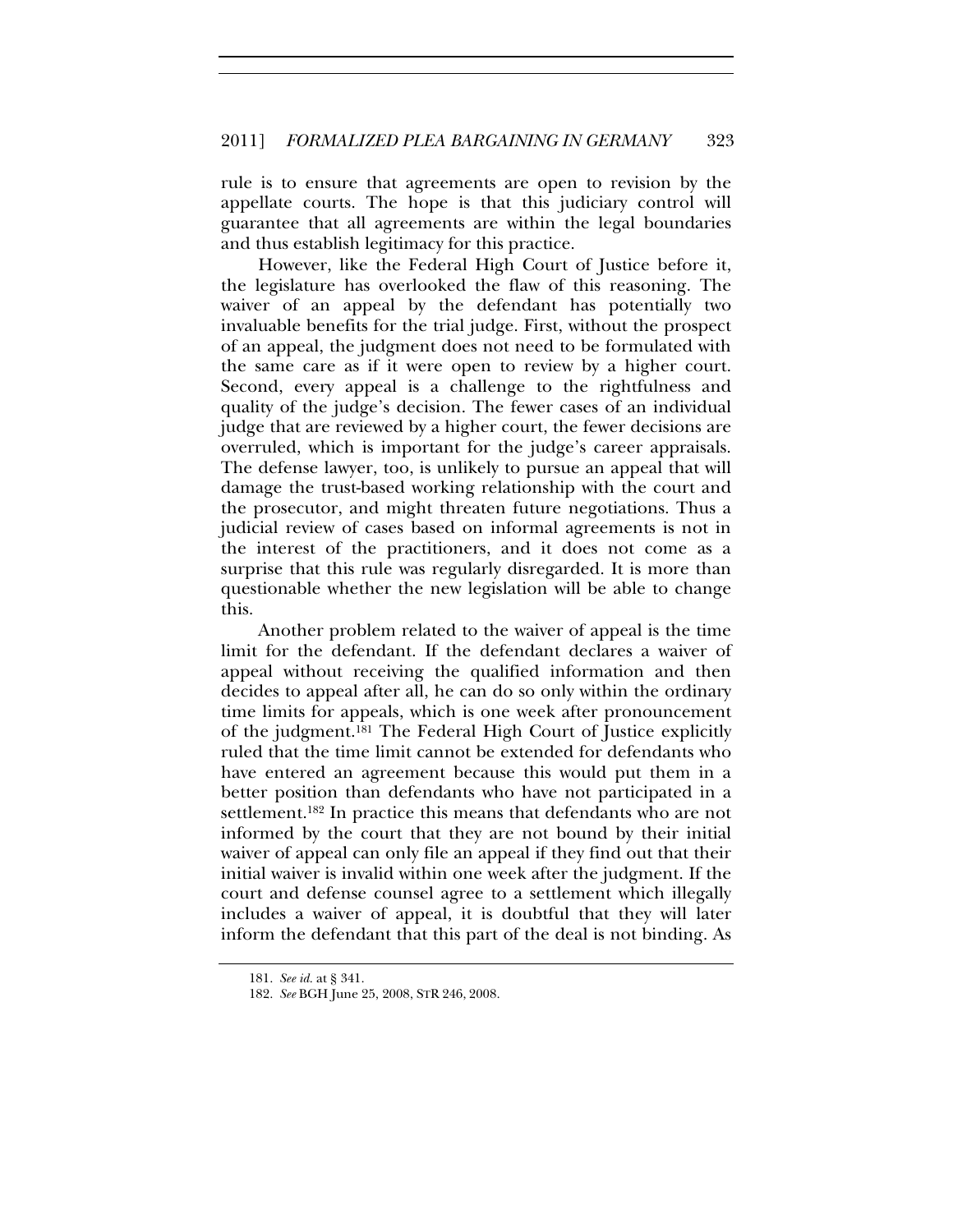rule is to ensure that agreements are open to revision by the appellate courts. The hope is that this judiciary control will guarantee that all agreements are within the legal boundaries and thus establish legitimacy for this practice.

However, like the Federal High Court of Justice before it, the legislature has overlooked the flaw of this reasoning. The waiver of an appeal by the defendant has potentially two invaluable benefits for the trial judge. First, without the prospect of an appeal, the judgment does not need to be formulated with the same care as if it were open to review by a higher court. Second, every appeal is a challenge to the rightfulness and quality of the judge's decision. The fewer cases of an individual judge that are reviewed by a higher court, the fewer decisions are overruled, which is important for the judge's career appraisals. The defense lawyer, too, is unlikely to pursue an appeal that will damage the trust-based working relationship with the court and the prosecutor, and might threaten future negotiations. Thus a judicial review of cases based on informal agreements is not in the interest of the practitioners, and it does not come as a surprise that this rule was regularly disregarded. It is more than questionable whether the new legislation will be able to change this.

Another problem related to the waiver of appeal is the time limit for the defendant. If the defendant declares a waiver of appeal without receiving the qualified information and then decides to appeal after all, he can do so only within the ordinary time limits for appeals, which is one week after pronouncement of the judgment.[181] The Federal High Court of Justice explicitly ruled that the time limit cannot be extended for defendants who have entered an agreement because this would put them in a better position than defendants who have not participated in a settlement.[182] In practice this means that defendants who are not informed by the court that they are not bound by their initial waiver of appeal can only file an appeal if they find out that their initial waiver is invalid within one week after the judgment. If the court and defense counsel agree to a settlement which illegally includes a waiver of appeal, it is doubtful that they will later inform the defendant that this part of the deal is not binding. As

181. *See id.* at § 341.

182. *See* BGH June 25, 2008, STR 246, 2008.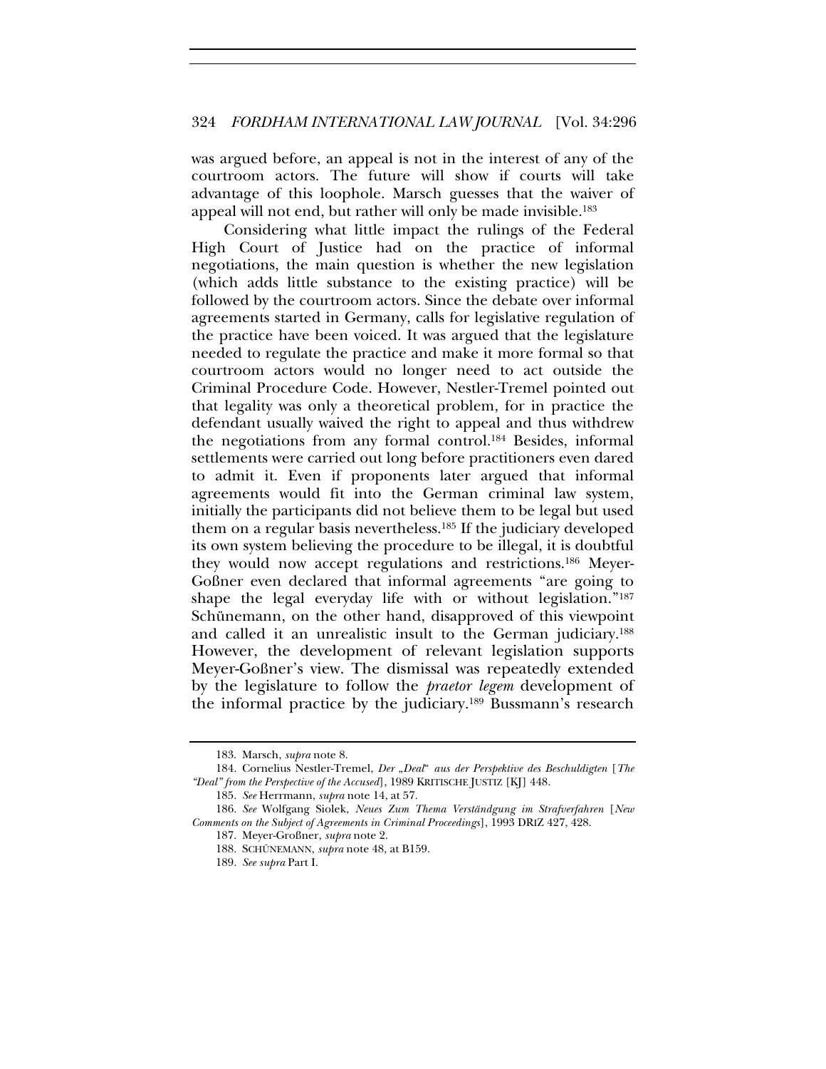was argued before, an appeal is not in the interest of any of the courtroom actors. The future will show if courts will take advantage of this loophole. Marsch guesses that the waiver of appeal will not end, but rather will only be made invisible.[183]

Considering what little impact the rulings of the Federal High Court of Justice had on the practice of informal negotiations, the main question is whether the new legislation (which adds little substance to the existing practice) will be followed by the courtroom actors. Since the debate over informal agreements started in Germany, calls for legislative regulation of the practice have been voiced. It was argued that the legislature needed to regulate the practice and make it more formal so that courtroom actors would no longer need to act outside the Criminal Procedure Code. However, Nestler-Tremel pointed out that legality was only a theoretical problem, for in practice the defendant usually waived the right to appeal and thus withdrew the negotiations from any formal control.[184] Besides, informal settlements were carried out long before practitioners even dared to admit it. Even if proponents later argued that informal agreements would fit into the German criminal law system, initially the participants did not believe them to be legal but used them on a regular basis nevertheless.[185] If the judiciary developed its own system believing the procedure to be illegal, it is doubtful they would now accept regulations and restrictions.[186] Meyer-Goßner even declared that informal agreements "are going to shape the legal everyday life with or without legislation."[187] Schünemann, on the other hand, disapproved of this viewpoint and called it an unrealistic insult to the German judiciary.[188] However, the development of relevant legislation supports Meyer-Goßner's view. The dismissal was repeatedly extended by the legislature to follow the *praetor legem* development of the informal practice by the judiciary.[189] Bussmann's research

---

183. Marsch, *supra* note 8.

184. Cornelius Nestler-Tremel, *Der „Deal" aus der Perspektive des Beschuldigten* [*The "Deal" from the Perspective of the Accused*], 1989 KRITISCHE JUSTIZ [KJ] 448.

185. *See* Herrmann, *supra* note 14, at 57.

186. *See* Wolfgang Siolek, *Neues Zum Thema Verständgung im Strafverfahren* [*New Comments on the Subject of Agreements in Criminal Proceedings*], 1993 DRIZ 427, 428.

187. Meyer-Großner, *supra* note 2.

188. SCHÜNEMANN, *supra* note 48, at B159.

189. *See supra* Part I.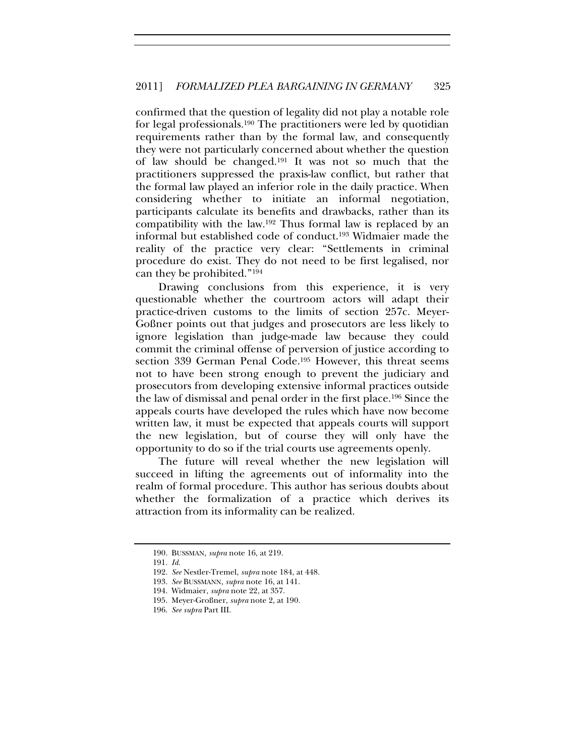confirmed that the question of legality did not play a notable role for legal professionals.[190] The practitioners were led by quotidian requirements rather than by the formal law, and consequently they were not particularly concerned about whether the question of law should be changed.[191] It was not so much that the practitioners suppressed the praxis-law conflict, but rather that the formal law played an inferior role in the daily practice. When considering whether to initiate an informal negotiation, participants calculate its benefits and drawbacks, rather than its compatibility with the law.[192] Thus formal law is replaced by an informal but established code of conduct.[193] Widmaier made the reality of the practice very clear: "Settlements in criminal procedure do exist. They do not need to be first legalised, nor can they be prohibited."[194]

Drawing conclusions from this experience, it is very questionable whether the courtroom actors will adapt their practice-driven customs to the limits of section 257c. Meyer-Goßner points out that judges and prosecutors are less likely to ignore legislation than judge-made law because they could commit the criminal offense of perversion of justice according to section 339 German Penal Code.[195] However, this threat seems not to have been strong enough to prevent the judiciary and prosecutors from developing extensive informal practices outside the law of dismissal and penal order in the first place.[196] Since the appeals courts have developed the rules which have now become written law, it must be expected that appeals courts will support the new legislation, but of course they will only have the opportunity to do so if the trial courts use agreements openly.

The future will reveal whether the new legislation will succeed in lifting the agreements out of informality into the realm of formal procedure. This author has serious doubts about whether the formalization of a practice which derives its attraction from its informality can be realized.

---

190. BUSSMAN, *supra* note 16, at 219.

191. *Id.*

192. *See* Nestler-Tremel, *supra* note 184, at 448.

193. *See* BUSSMANN, *supra* note 16, at 141.

194. Widmaier, *supra* note 22, at 357.

195. Meyer-Großner, *supra* note 2, at 190.

196. *See supra* Part III.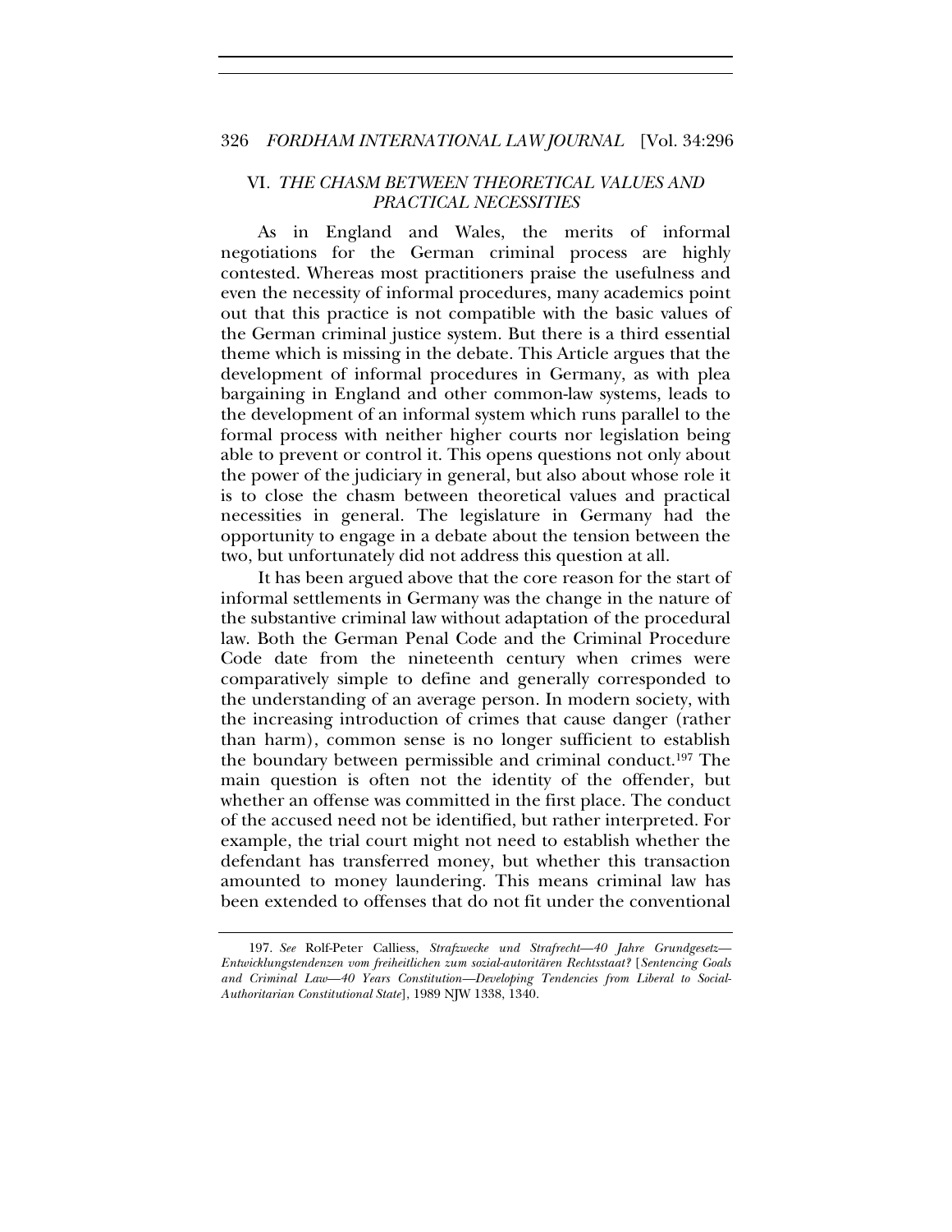## VI. *THE CHASM BETWEEN THEORETICAL VALUES AND PRACTICAL NECESSITIES*

As in England and Wales, the merits of informal negotiations for the German criminal process are highly contested. Whereas most practitioners praise the usefulness and even the necessity of informal procedures, many academics point out that this practice is not compatible with the basic values of the German criminal justice system. But there is a third essential theme which is missing in the debate. This Article argues that the development of informal procedures in Germany, as with plea bargaining in England and other common-law systems, leads to the development of an informal system which runs parallel to the formal process with neither higher courts nor legislation being able to prevent or control it. This opens questions not only about the power of the judiciary in general, but also about whose role it is to close the chasm between theoretical values and practical necessities in general. The legislature in Germany had the opportunity to engage in a debate about the tension between the two, but unfortunately did not address this question at all.

It has been argued above that the core reason for the start of informal settlements in Germany was the change in the nature of the substantive criminal law without adaptation of the procedural law. Both the German Penal Code and the Criminal Procedure Code date from the nineteenth century when crimes were comparatively simple to define and generally corresponded to the understanding of an average person. In modern society, with the increasing introduction of crimes that cause danger (rather than harm), common sense is no longer sufficient to establish the boundary between permissible and criminal conduct.[197] The main question is often not the identity of the offender, but whether an offense was committed in the first place. The conduct of the accused need not be identified, but rather interpreted. For example, the trial court might not need to establish whether the defendant has transferred money, but whether this transaction amounted to money laundering. This means criminal law has been extended to offenses that do not fit under the conventional

---

197. *See* Rolf-Peter Calliess, *Strafzwecke und Strafrecht—40 Jahre Grundgesetz—Entwicklungstendenzen vom freiheitlichen zum sozial-autoritären Rechtsstaat?* [*Sentencing Goals and Criminal Law—40 Years Constitution—Developing Tendencies from Liberal to Social-Authoritarian Constitutional State*], 1989 NJW 1338, 1340.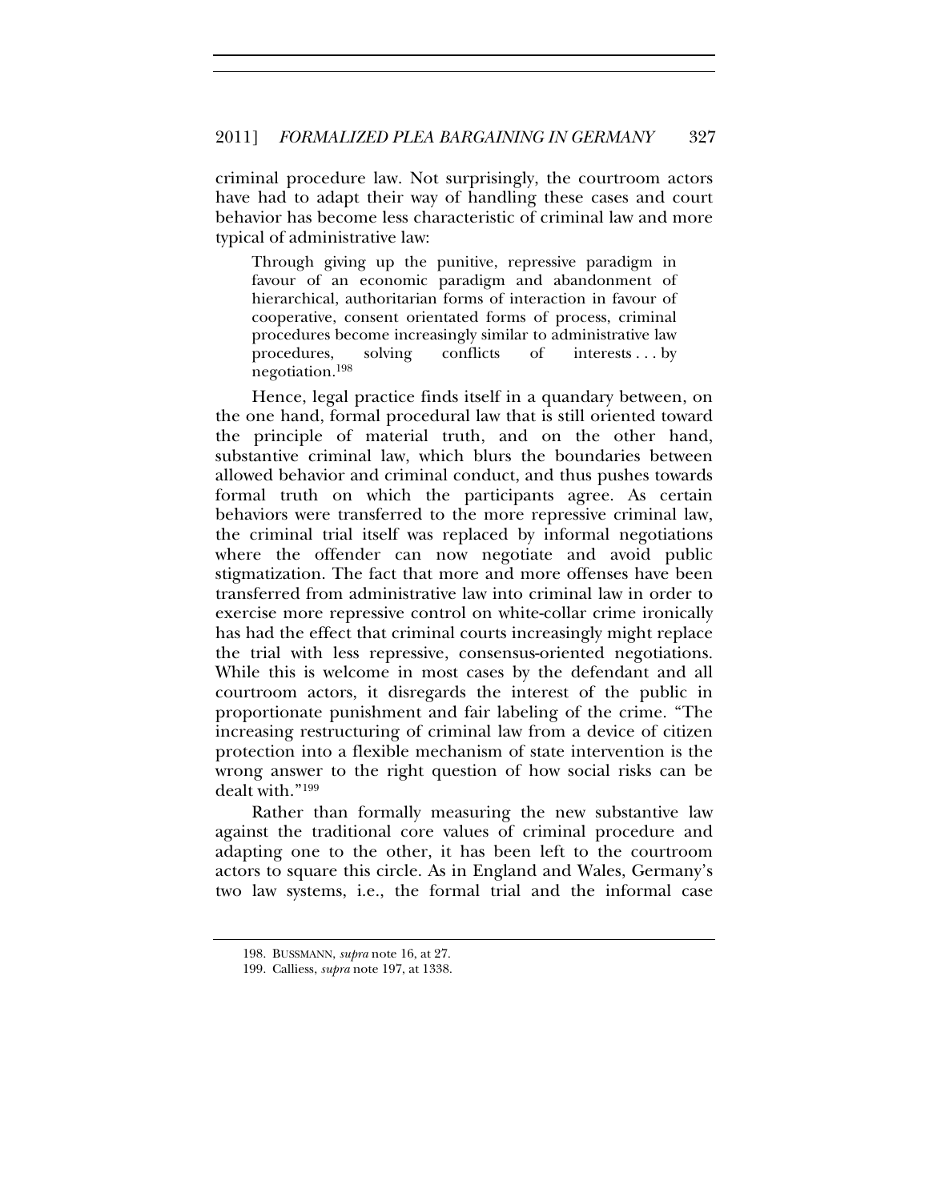criminal procedure law. Not surprisingly, the courtroom actors have had to adapt their way of handling these cases and court behavior has become less characteristic of criminal law and more typical of administrative law:

> Through giving up the punitive, repressive paradigm in favour of an economic paradigm and abandonment of hierarchical, authoritarian forms of interaction in favour of cooperative, consent orientated forms of process, criminal procedures become increasingly similar to administrative law procedures, solving conflicts of interests . . . by negotiation.[198]

Hence, legal practice finds itself in a quandary between, on the one hand, formal procedural law that is still oriented toward the principle of material truth, and on the other hand, substantive criminal law, which blurs the boundaries between allowed behavior and criminal conduct, and thus pushes towards formal truth on which the participants agree. As certain behaviors were transferred to the more repressive criminal law, the criminal trial itself was replaced by informal negotiations where the offender can now negotiate and avoid public stigmatization. The fact that more and more offenses have been transferred from administrative law into criminal law in order to exercise more repressive control on white-collar crime ironically has had the effect that criminal courts increasingly might replace the trial with less repressive, consensus-oriented negotiations. While this is welcome in most cases by the defendant and all courtroom actors, it disregards the interest of the public in proportionate punishment and fair labeling of the crime. "The increasing restructuring of criminal law from a device of citizen protection into a flexible mechanism of state intervention is the wrong answer to the right question of how social risks can be dealt with."[199]

Rather than formally measuring the new substantive law against the traditional core values of criminal procedure and adapting one to the other, it has been left to the courtroom actors to square this circle. As in England and Wales, Germany's two law systems, i.e., the formal trial and the informal case

---

198. BUSSMANN, *supra* note 16, at 27.

199. Calliess, *supra* note 197, at 1338.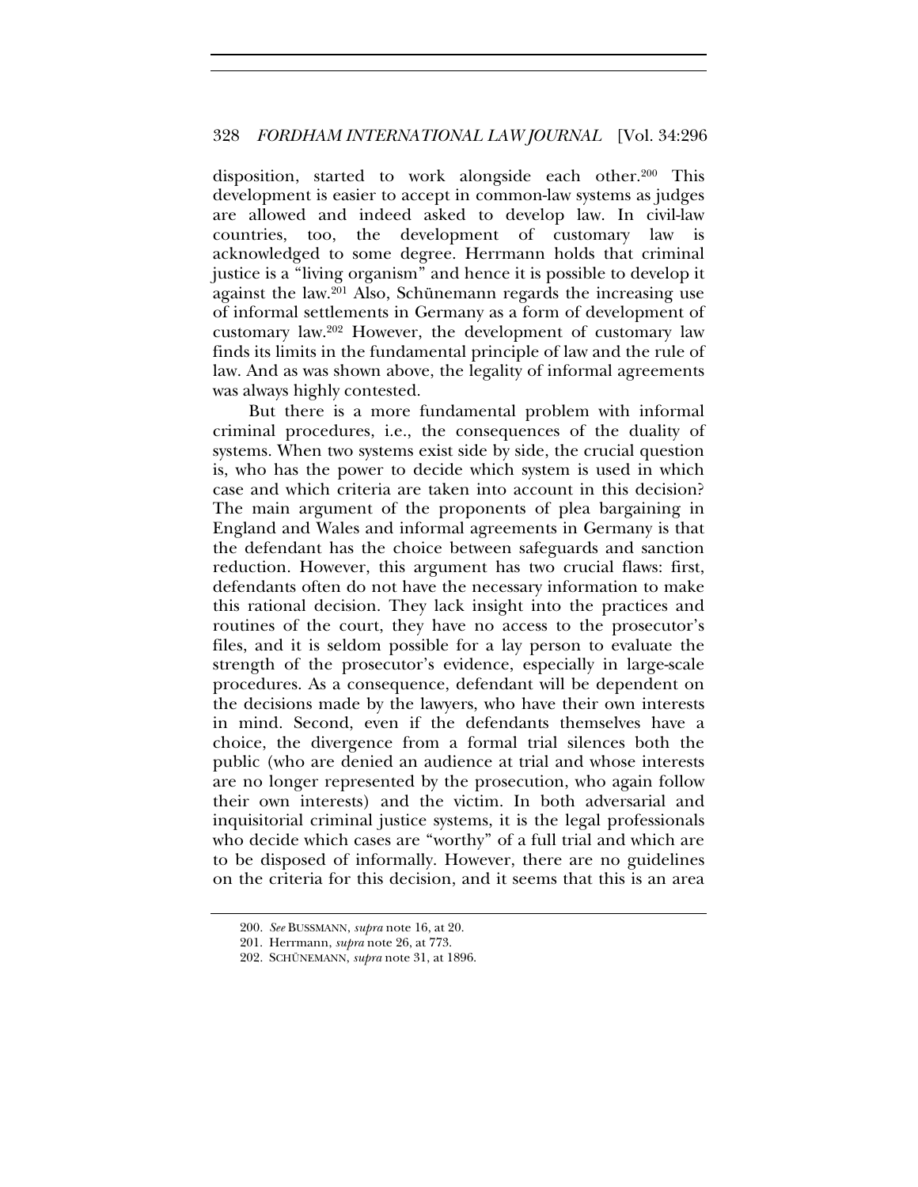disposition, started to work alongside each other.[200] This development is easier to accept in common-law systems as judges are allowed and indeed asked to develop law. In civil-law countries, too, the development of customary law is acknowledged to some degree. Herrmann holds that criminal justice is a "living organism" and hence it is possible to develop it against the law.[201] Also, Schünemann regards the increasing use of informal settlements in Germany as a form of development of customary law.[202] However, the development of customary law finds its limits in the fundamental principle of law and the rule of law. And as was shown above, the legality of informal agreements was always highly contested.

But there is a more fundamental problem with informal criminal procedures, i.e., the consequences of the duality of systems. When two systems exist side by side, the crucial question is, who has the power to decide which system is used in which case and which criteria are taken into account in this decision? The main argument of the proponents of plea bargaining in England and Wales and informal agreements in Germany is that the defendant has the choice between safeguards and sanction reduction. However, this argument has two crucial flaws: first, defendants often do not have the necessary information to make this rational decision. They lack insight into the practices and routines of the court, they have no access to the prosecutor's files, and it is seldom possible for a lay person to evaluate the strength of the prosecutor's evidence, especially in large-scale procedures. As a consequence, defendant will be dependent on the decisions made by the lawyers, who have their own interests in mind. Second, even if the defendants themselves have a choice, the divergence from a formal trial silences both the public (who are denied an audience at trial and whose interests are no longer represented by the prosecution, who again follow their own interests) and the victim. In both adversarial and inquisitorial criminal justice systems, it is the legal professionals who decide which cases are "worthy" of a full trial and which are to be disposed of informally. However, there are no guidelines on the criteria for this decision, and it seems that this is an area

200. *See* BUSSMANN, *supra* note 16, at 20.

201. Herrmann, *supra* note 26, at 773.

202. SCHÜNEMANN, *supra* note 31, at 1896.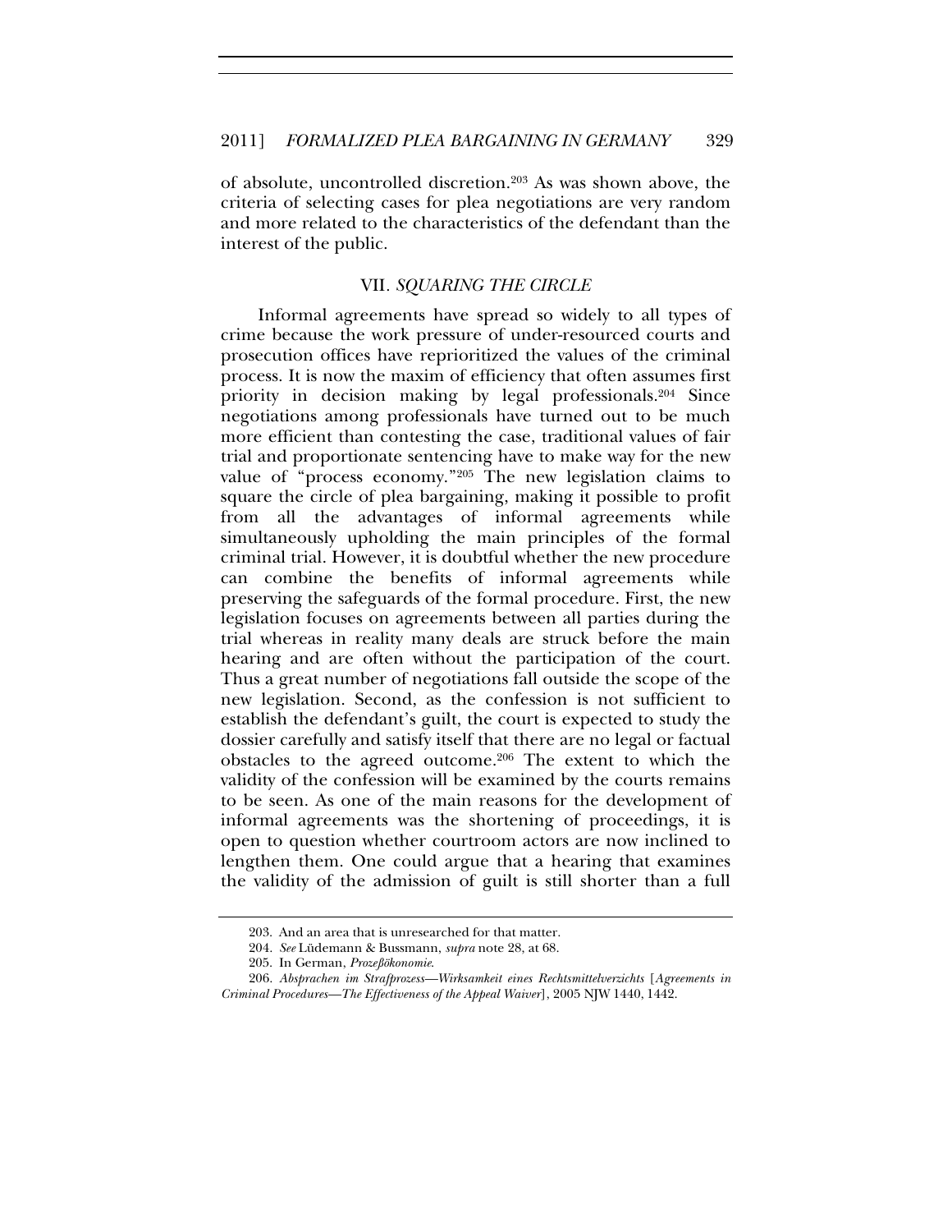of absolute, uncontrolled discretion.[203] As was shown above, the criteria of selecting cases for plea negotiations are very random and more related to the characteristics of the defendant than the interest of the public.

## VII. *SQUARING THE CIRCLE*

Informal agreements have spread so widely to all types of crime because the work pressure of under-resourced courts and prosecution offices have reprioritized the values of the criminal process. It is now the maxim of efficiency that often assumes first priority in decision making by legal professionals.[204] Since negotiations among professionals have turned out to be much more efficient than contesting the case, traditional values of fair trial and proportionate sentencing have to make way for the new value of "process economy."[205] The new legislation claims to square the circle of plea bargaining, making it possible to profit from all the advantages of informal agreements while simultaneously upholding the main principles of the formal criminal trial. However, it is doubtful whether the new procedure can combine the benefits of informal agreements while preserving the safeguards of the formal procedure. First, the new legislation focuses on agreements between all parties during the trial whereas in reality many deals are struck before the main hearing and are often without the participation of the court. Thus a great number of negotiations fall outside the scope of the new legislation. Second, as the confession is not sufficient to establish the defendant's guilt, the court is expected to study the dossier carefully and satisfy itself that there are no legal or factual obstacles to the agreed outcome.[206] The extent to which the validity of the confession will be examined by the courts remains to be seen. As one of the main reasons for the development of informal agreements was the shortening of proceedings, it is open to question whether courtroom actors are now inclined to lengthen them. One could argue that a hearing that examines the validity of the admission of guilt is still shorter than a full

---

203. And an area that is unresearched for that matter.

204. *See* Lüdemann & Bussmann, *supra* note 28, at 68.

205. In German, *Prozeßökonomie*.

206. *Absprachen im Strafprozess—Wirksamkeit eines Rechtsmittelverzichts* [*Agreements in Criminal Procedures—The Effectiveness of the Appeal Waiver*], 2005 NJW 1440, 1442.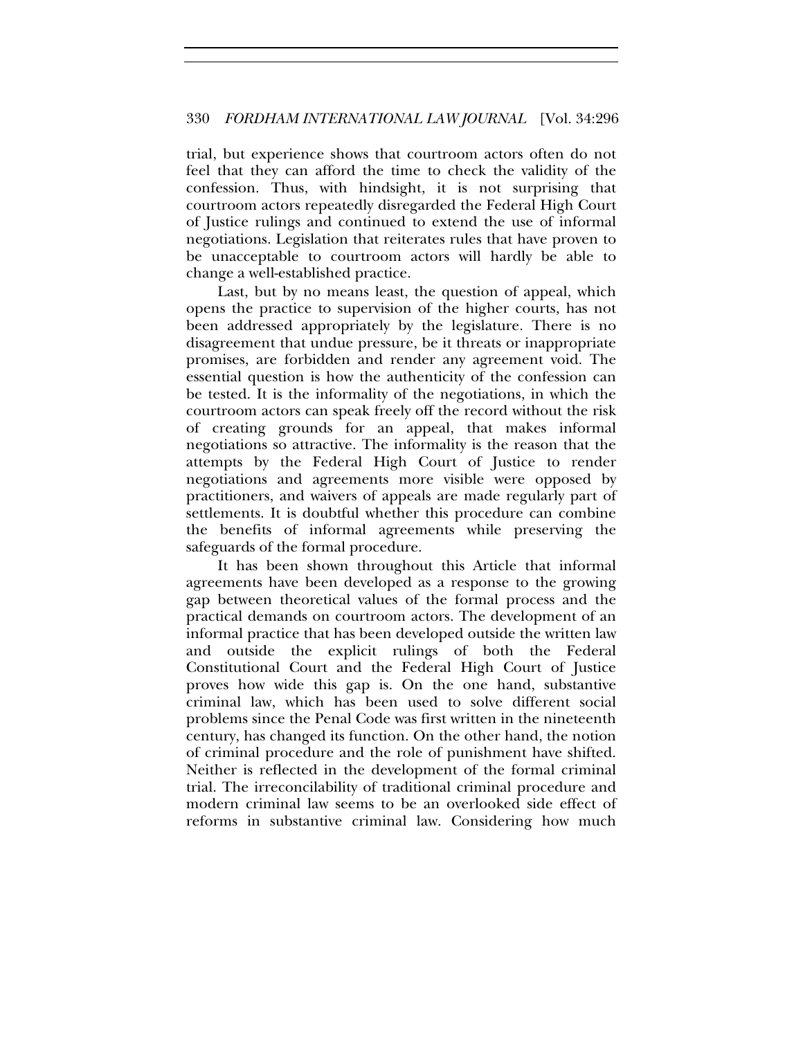trial, but experience shows that courtroom actors often do not feel that they can afford the time to check the validity of the confession. Thus, with hindsight, it is not surprising that courtroom actors repeatedly disregarded the Federal High Court of Justice rulings and continued to extend the use of informal negotiations. Legislation that reiterates rules that have proven to be unacceptable to courtroom actors will hardly be able to change a well-established practice.

Last, but by no means least, the question of appeal, which opens the practice to supervision of the higher courts, has not been addressed appropriately by the legislature. There is no disagreement that undue pressure, be it threats or inappropriate promises, are forbidden and render any agreement void. The essential question is how the authenticity of the confession can be tested. It is the informality of the negotiations, in which the courtroom actors can speak freely off the record without the risk of creating grounds for an appeal, that makes informal negotiations so attractive. The informality is the reason that the attempts by the Federal High Court of Justice to render negotiations and agreements more visible were opposed by practitioners, and waivers of appeals are made regularly part of settlements. It is doubtful whether this procedure can combine the benefits of informal agreements while preserving the safeguards of the formal procedure.

It has been shown throughout this Article that informal agreements have been developed as a response to the growing gap between theoretical values of the formal process and the practical demands on courtroom actors. The development of an informal practice that has been developed outside the written law and outside the explicit rulings of both the Federal Constitutional Court and the Federal High Court of Justice proves how wide this gap is. On the one hand, substantive criminal law, which has been used to solve different social problems since the Penal Code was first written in the nineteenth century, has changed its function. On the other hand, the notion of criminal procedure and the role of punishment have shifted. Neither is reflected in the development of the formal criminal trial. The irreconcilability of traditional criminal procedure and modern criminal law seems to be an overlooked side effect of reforms in substantive criminal law. Considering how much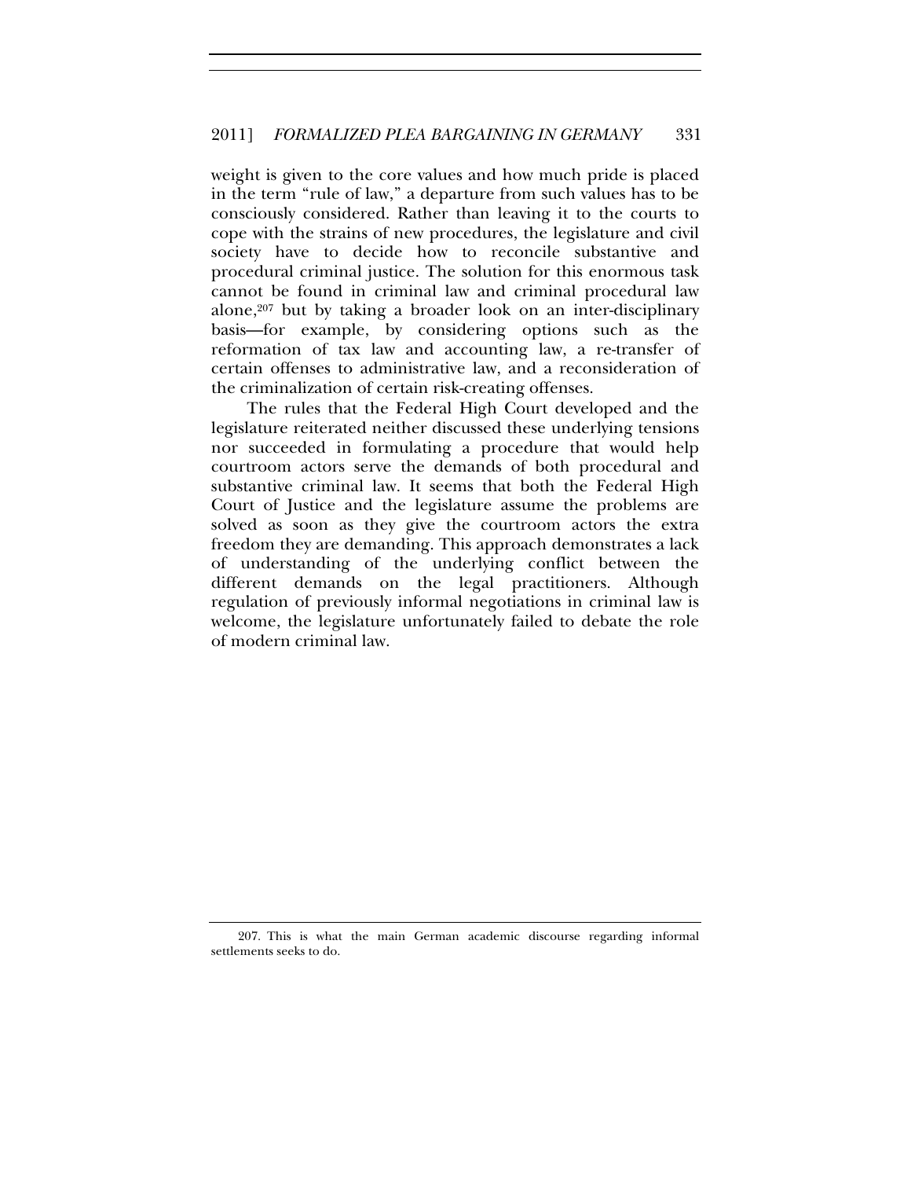weight is given to the core values and how much pride is placed in the term "rule of law," a departure from such values has to be consciously considered. Rather than leaving it to the courts to cope with the strains of new procedures, the legislature and civil society have to decide how to reconcile substantive and procedural criminal justice. The solution for this enormous task cannot be found in criminal law and criminal procedural law alone,[207] but by taking a broader look on an inter-disciplinary basis—for example, by considering options such as the reformation of tax law and accounting law, a re-transfer of certain offenses to administrative law, and a reconsideration of the criminalization of certain risk-creating offenses.

The rules that the Federal High Court developed and the legislature reiterated neither discussed these underlying tensions nor succeeded in formulating a procedure that would help courtroom actors serve the demands of both procedural and substantive criminal law. It seems that both the Federal High Court of Justice and the legislature assume the problems are solved as soon as they give the courtroom actors the extra freedom they are demanding. This approach demonstrates a lack of understanding of the underlying conflict between the different demands on the legal practitioners. Although regulation of previously informal negotiations in criminal law is welcome, the legislature unfortunately failed to debate the role of modern criminal law.

207. This is what the main German academic discourse regarding informal settlements seeks to do.